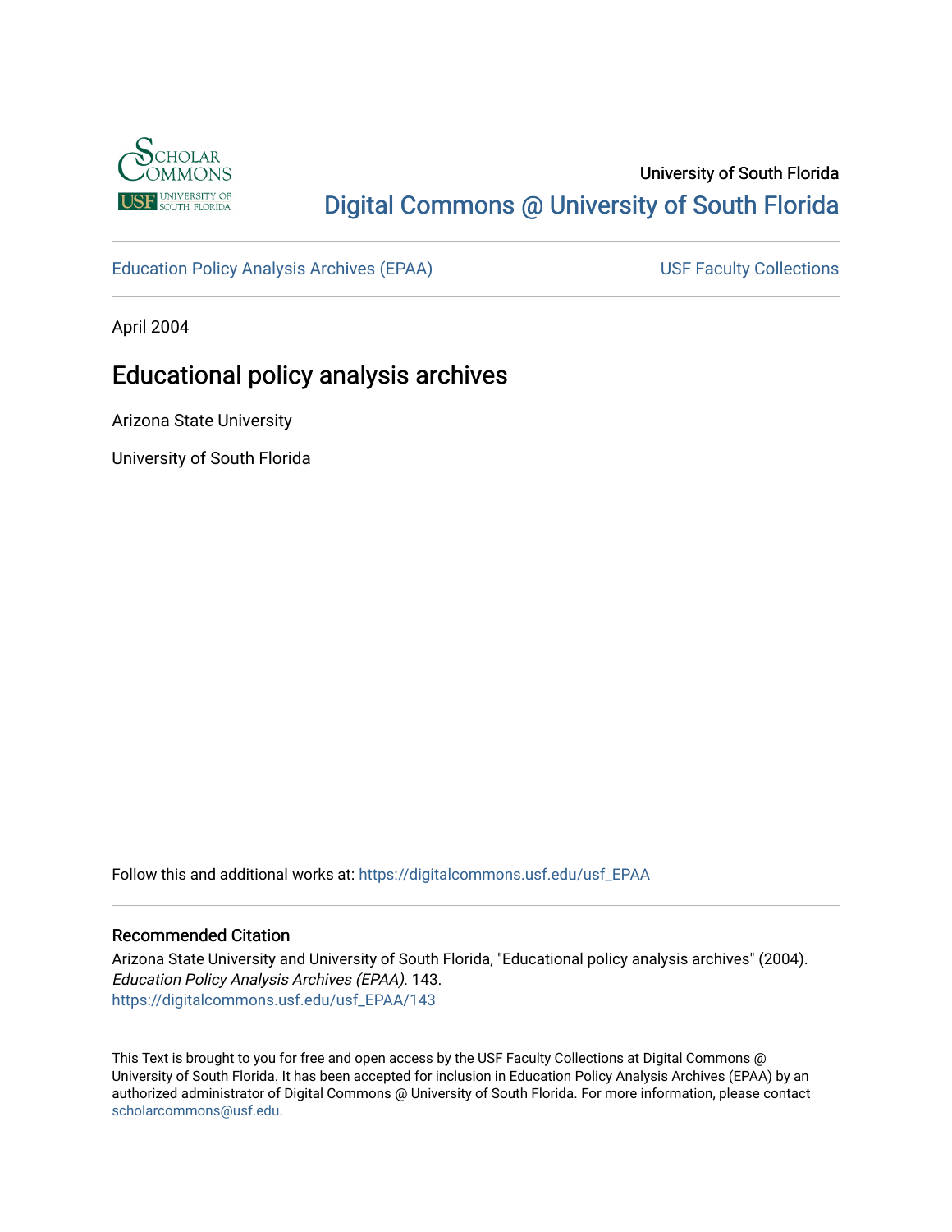University of South Florida

Digital Commons @ University of South Florida

Education Policy Analysis Archives (EPAA) | USF Faculty Collections

April 2004

# Educational policy analysis archives

Arizona State University

University of South Florida

Follow this and additional works at: https://digitalcommons.usf.edu/usf_EPAA

## Recommended Citation

Arizona State University and University of South Florida, "Educational policy analysis archives" (2004). *Education Policy Analysis Archives (EPAA)*. 143.
https://digitalcommons.usf.edu/usf_EPAA/143

This Text is brought to you for free and open access by the USF Faculty Collections at Digital Commons @ University of South Florida. It has been accepted for inclusion in Education Policy Analysis Archives (EPAA) by an authorized administrator of Digital Commons @ University of South Florida. For more information, please contact scholarcommons@usf.edu.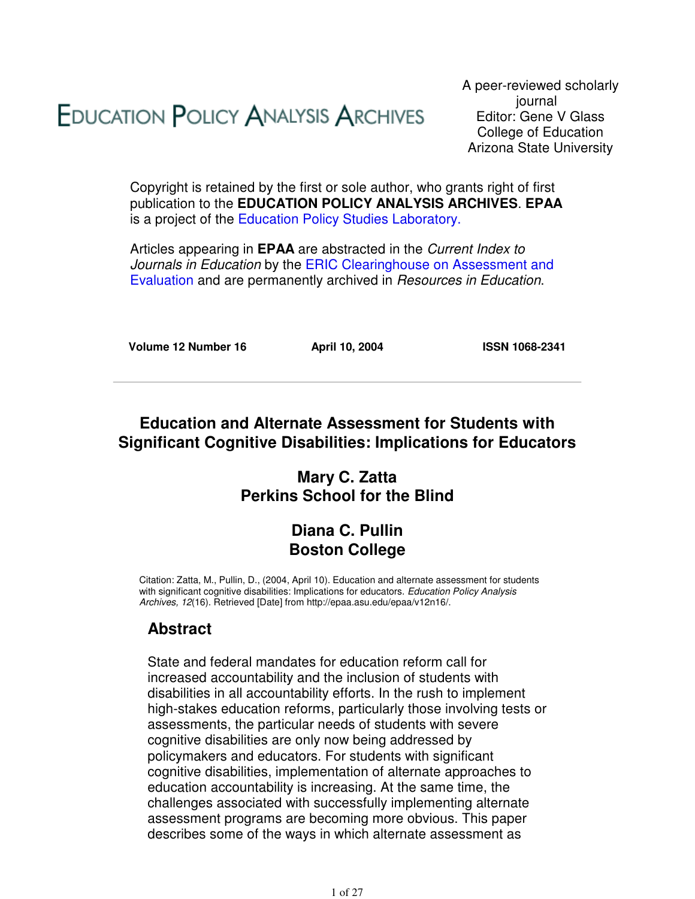# Education Policy Analysis Archives

A peer-reviewed scholarly journal
Editor: Gene V Glass
College of Education
Arizona State University

Copyright is retained by the first or sole author, who grants right of first publication to the **EDUCATION POLICY ANALYSIS ARCHIVES**. **EPAA** is a project of the Education Policy Studies Laboratory.

Articles appearing in **EPAA** are abstracted in the *Current Index to Journals in Education* by the ERIC Clearinghouse on Assessment and Evaluation and are permanently archived in *Resources in Education*.

**Volume 12 Number 16** | **April 10, 2004** | **ISSN 1068-2341**

---

## Education and Alternate Assessment for Students with Significant Cognitive Disabilities: Implications for Educators

**Mary C. Zatta**
**Perkins School for the Blind**

**Diana C. Pullin**
**Boston College**

Citation: Zatta, M., Pullin, D., (2004, April 10). Education and alternate assessment for students with significant cognitive disabilities: Implications for educators. *Education Policy Analysis Archives, 12*(16). Retrieved [Date] from http://epaa.asu.edu/epaa/v12n16/.

### Abstract

State and federal mandates for education reform call for increased accountability and the inclusion of students with disabilities in all accountability efforts. In the rush to implement high-stakes education reforms, particularly those involving tests or assessments, the particular needs of students with severe cognitive disabilities are only now being addressed by policymakers and educators. For students with significant cognitive disabilities, implementation of alternate approaches to education accountability is increasing. At the same time, the challenges associated with successfully implementing alternate assessment programs are becoming more obvious. This paper describes some of the ways in which alternate assessment as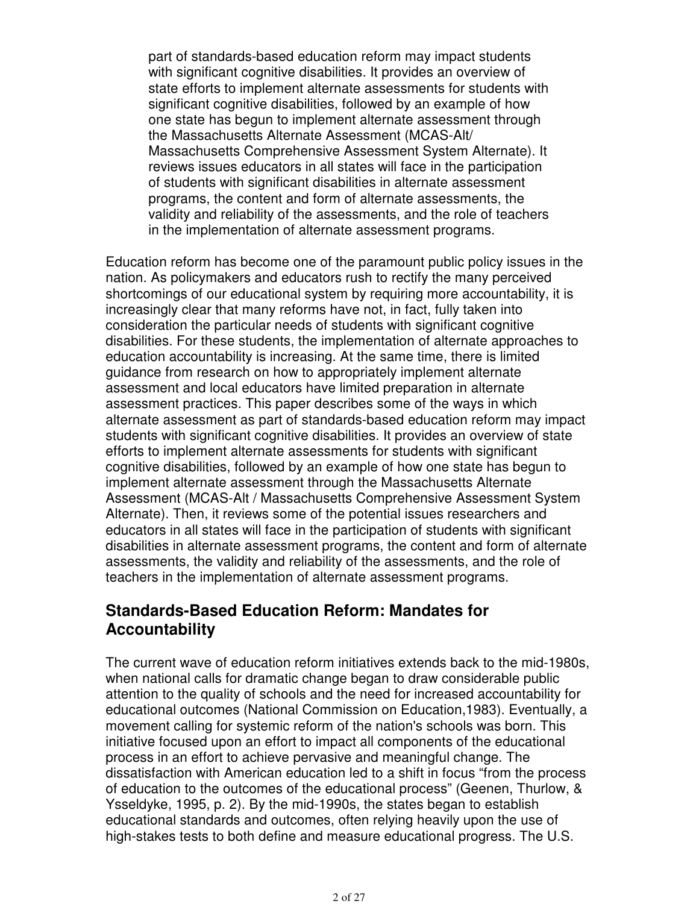> part of standards-based education reform may impact students with significant cognitive disabilities. It provides an overview of state efforts to implement alternate assessments for students with significant cognitive disabilities, followed by an example of how one state has begun to implement alternate assessment through the Massachusetts Alternate Assessment (MCAS-Alt/ Massachusetts Comprehensive Assessment System Alternate). It reviews issues educators in all states will face in the participation of students with significant disabilities in alternate assessment programs, the content and form of alternate assessments, the validity and reliability of the assessments, and the role of teachers in the implementation of alternate assessment programs.

Education reform has become one of the paramount public policy issues in the nation. As policymakers and educators rush to rectify the many perceived shortcomings of our educational system by requiring more accountability, it is increasingly clear that many reforms have not, in fact, fully taken into consideration the particular needs of students with significant cognitive disabilities. For these students, the implementation of alternate approaches to education accountability is increasing. At the same time, there is limited guidance from research on how to appropriately implement alternate assessment and local educators have limited preparation in alternate assessment practices. This paper describes some of the ways in which alternate assessment as part of standards-based education reform may impact students with significant cognitive disabilities. It provides an overview of state efforts to implement alternate assessments for students with significant cognitive disabilities, followed by an example of how one state has begun to implement alternate assessment through the Massachusetts Alternate Assessment (MCAS-Alt / Massachusetts Comprehensive Assessment System Alternate). Then, it reviews some of the potential issues researchers and educators in all states will face in the participation of students with significant disabilities in alternate assessment programs, the content and form of alternate assessments, the validity and reliability of the assessments, and the role of teachers in the implementation of alternate assessment programs.

## Standards-Based Education Reform: Mandates for Accountability

The current wave of education reform initiatives extends back to the mid-1980s, when national calls for dramatic change began to draw considerable public attention to the quality of schools and the need for increased accountability for educational outcomes (National Commission on Education,1983). Eventually, a movement calling for systemic reform of the nation's schools was born. This initiative focused upon an effort to impact all components of the educational process in an effort to achieve pervasive and meaningful change. The dissatisfaction with American education led to a shift in focus "from the process of education to the outcomes of the educational process" (Geenen, Thurlow, & Ysseldyke, 1995, p. 2). By the mid-1990s, the states began to establish educational standards and outcomes, often relying heavily upon the use of high-stakes tests to both define and measure educational progress. The U.S.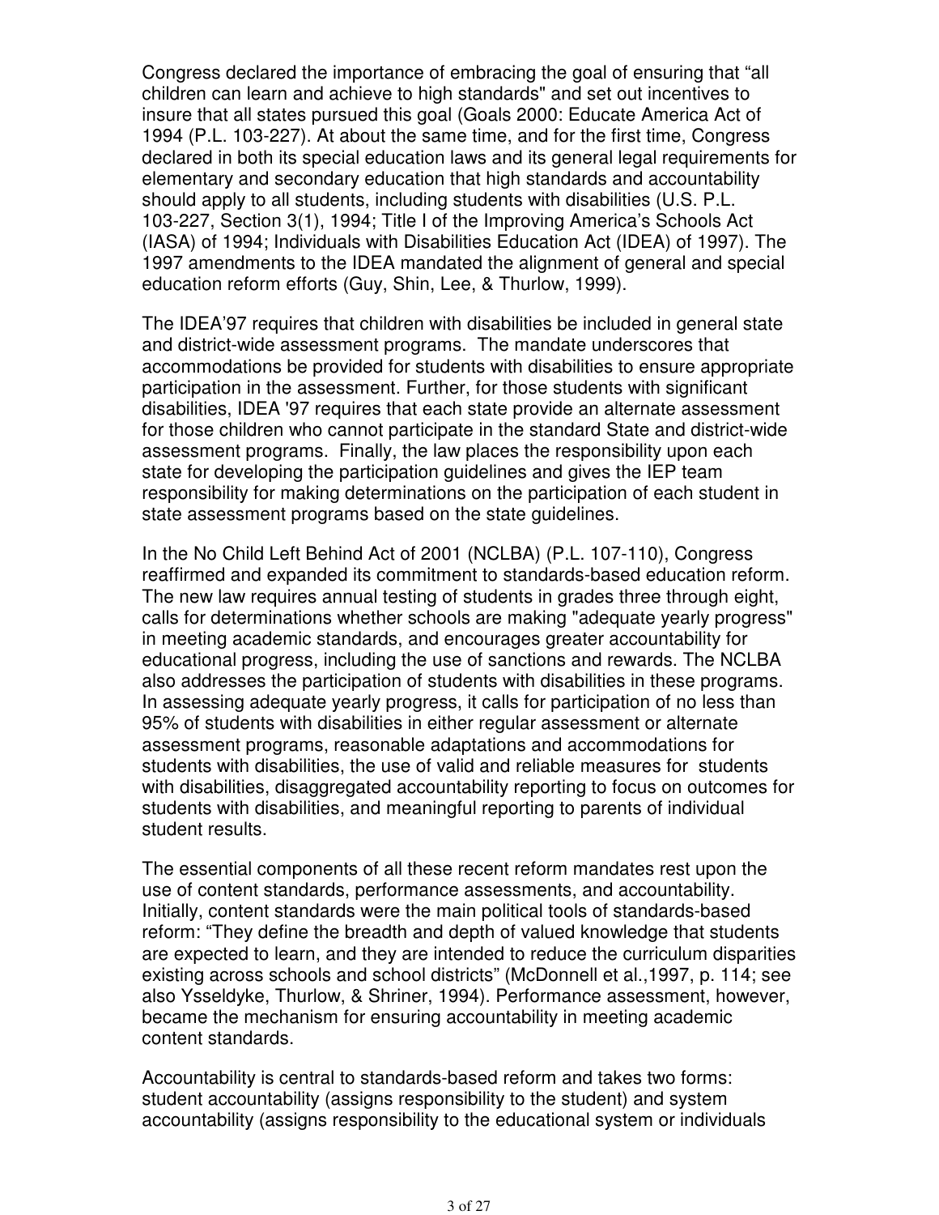Congress declared the importance of embracing the goal of ensuring that "all children can learn and achieve to high standards" and set out incentives to insure that all states pursued this goal (Goals 2000: Educate America Act of 1994 (P.L. 103-227). At about the same time, and for the first time, Congress declared in both its special education laws and its general legal requirements for elementary and secondary education that high standards and accountability should apply to all students, including students with disabilities (U.S. P.L. 103-227, Section 3(1), 1994; Title I of the Improving America's Schools Act (IASA) of 1994; Individuals with Disabilities Education Act (IDEA) of 1997). The 1997 amendments to the IDEA mandated the alignment of general and special education reform efforts (Guy, Shin, Lee, & Thurlow, 1999).

The IDEA'97 requires that children with disabilities be included in general state and district-wide assessment programs. The mandate underscores that accommodations be provided for students with disabilities to ensure appropriate participation in the assessment. Further, for those students with significant disabilities, IDEA '97 requires that each state provide an alternate assessment for those children who cannot participate in the standard State and district-wide assessment programs. Finally, the law places the responsibility upon each state for developing the participation guidelines and gives the IEP team responsibility for making determinations on the participation of each student in state assessment programs based on the state guidelines.

In the No Child Left Behind Act of 2001 (NCLBA) (P.L. 107-110), Congress reaffirmed and expanded its commitment to standards-based education reform. The new law requires annual testing of students in grades three through eight, calls for determinations whether schools are making "adequate yearly progress" in meeting academic standards, and encourages greater accountability for educational progress, including the use of sanctions and rewards. The NCLBA also addresses the participation of students with disabilities in these programs. In assessing adequate yearly progress, it calls for participation of no less than 95% of students with disabilities in either regular assessment or alternate assessment programs, reasonable adaptations and accommodations for students with disabilities, the use of valid and reliable measures for students with disabilities, disaggregated accountability reporting to focus on outcomes for students with disabilities, and meaningful reporting to parents of individual student results.

The essential components of all these recent reform mandates rest upon the use of content standards, performance assessments, and accountability. Initially, content standards were the main political tools of standards-based reform: "They define the breadth and depth of valued knowledge that students are expected to learn, and they are intended to reduce the curriculum disparities existing across schools and school districts" (McDonnell et al.,1997, p. 114; see also Ysseldyke, Thurlow, & Shriner, 1994). Performance assessment, however, became the mechanism for ensuring accountability in meeting academic content standards.

Accountability is central to standards-based reform and takes two forms: student accountability (assigns responsibility to the student) and system accountability (assigns responsibility to the educational system or individuals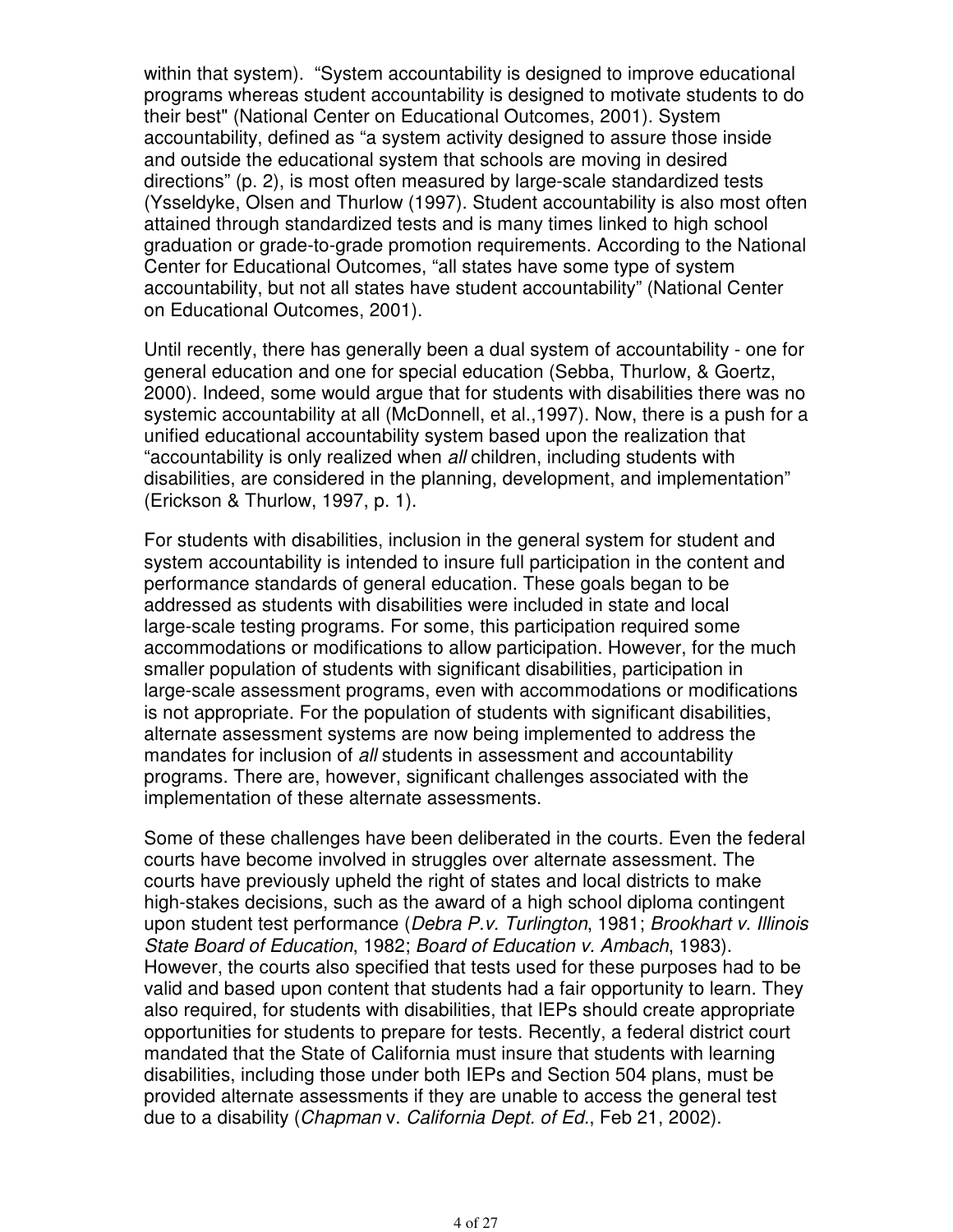within that system). "System accountability is designed to improve educational programs whereas student accountability is designed to motivate students to do their best" (National Center on Educational Outcomes, 2001). System accountability, defined as "a system activity designed to assure those inside and outside the educational system that schools are moving in desired directions" (p. 2), is most often measured by large-scale standardized tests (Ysseldyke, Olsen and Thurlow (1997). Student accountability is also most often attained through standardized tests and is many times linked to high school graduation or grade-to-grade promotion requirements. According to the National Center for Educational Outcomes, "all states have some type of system accountability, but not all states have student accountability" (National Center on Educational Outcomes, 2001).

Until recently, there has generally been a dual system of accountability - one for general education and one for special education (Sebba, Thurlow, & Goertz, 2000). Indeed, some would argue that for students with disabilities there was no systemic accountability at all (McDonnell, et al.,1997). Now, there is a push for a unified educational accountability system based upon the realization that "accountability is only realized when *all* children, including students with disabilities, are considered in the planning, development, and implementation" (Erickson & Thurlow, 1997, p. 1).

For students with disabilities, inclusion in the general system for student and system accountability is intended to insure full participation in the content and performance standards of general education. These goals began to be addressed as students with disabilities were included in state and local large-scale testing programs. For some, this participation required some accommodations or modifications to allow participation. However, for the much smaller population of students with significant disabilities, participation in large-scale assessment programs, even with accommodations or modifications is not appropriate. For the population of students with significant disabilities, alternate assessment systems are now being implemented to address the mandates for inclusion of *all* students in assessment and accountability programs. There are, however, significant challenges associated with the implementation of these alternate assessments.

Some of these challenges have been deliberated in the courts. Even the federal courts have become involved in struggles over alternate assessment. The courts have previously upheld the right of states and local districts to make high-stakes decisions, such as the award of a high school diploma contingent upon student test performance (*Debra P.v. Turlington*, 1981; *Brookhart v. Illinois State Board of Education*, 1982; *Board of Education v. Ambach*, 1983). However, the courts also specified that tests used for these purposes had to be valid and based upon content that students had a fair opportunity to learn. They also required, for students with disabilities, that IEPs should create appropriate opportunities for students to prepare for tests. Recently, a federal district court mandated that the State of California must insure that students with learning disabilities, including those under both IEPs and Section 504 plans, must be provided alternate assessments if they are unable to access the general test due to a disability (*Chapman* v. *California Dept. of Ed.*, Feb 21, 2002).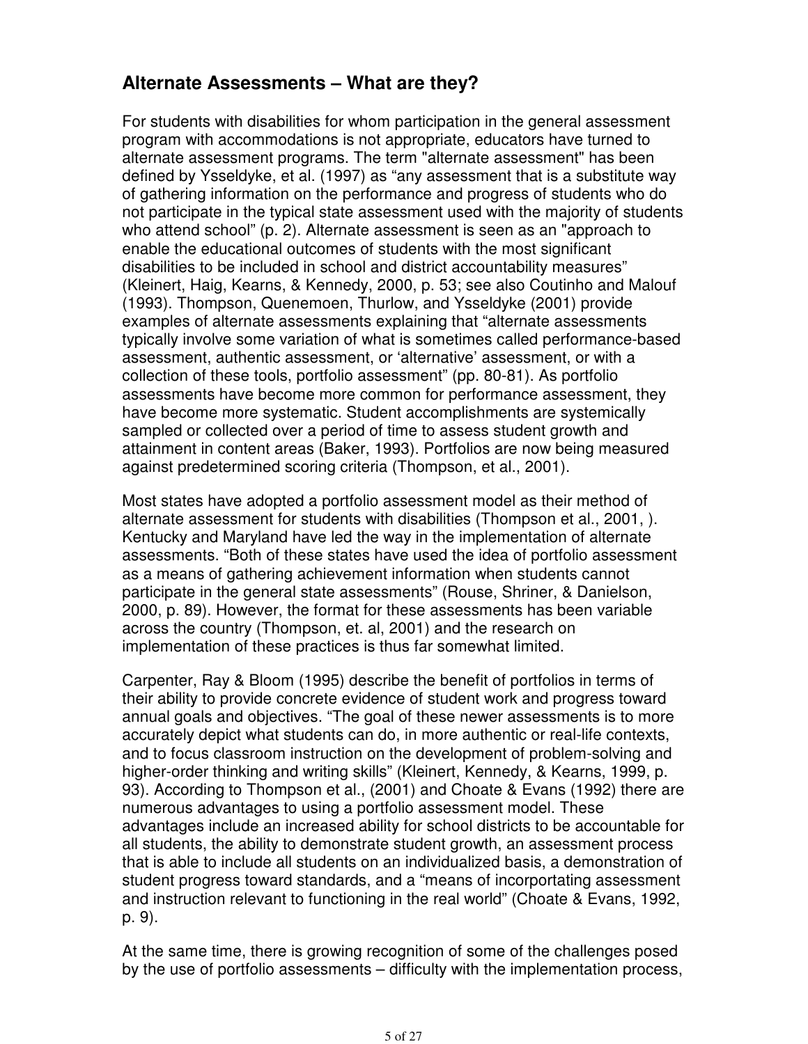## Alternate Assessments – What are they?

For students with disabilities for whom participation in the general assessment program with accommodations is not appropriate, educators have turned to alternate assessment programs. The term "alternate assessment" has been defined by Ysseldyke, et al. (1997) as "any assessment that is a substitute way of gathering information on the performance and progress of students who do not participate in the typical state assessment used with the majority of students who attend school" (p. 2). Alternate assessment is seen as an "approach to enable the educational outcomes of students with the most significant disabilities to be included in school and district accountability measures" (Kleinert, Haig, Kearns, & Kennedy, 2000, p. 53; see also Coutinho and Malouf (1993). Thompson, Quenemoen, Thurlow, and Ysseldyke (2001) provide examples of alternate assessments explaining that "alternate assessments typically involve some variation of what is sometimes called performance-based assessment, authentic assessment, or 'alternative' assessment, or with a collection of these tools, portfolio assessment" (pp. 80-81). As portfolio assessments have become more common for performance assessment, they have become more systematic. Student accomplishments are systemically sampled or collected over a period of time to assess student growth and attainment in content areas (Baker, 1993). Portfolios are now being measured against predetermined scoring criteria (Thompson, et al., 2001).

Most states have adopted a portfolio assessment model as their method of alternate assessment for students with disabilities (Thompson et al., 2001, ). Kentucky and Maryland have led the way in the implementation of alternate assessments. "Both of these states have used the idea of portfolio assessment as a means of gathering achievement information when students cannot participate in the general state assessments" (Rouse, Shriner, & Danielson, 2000, p. 89). However, the format for these assessments has been variable across the country (Thompson, et. al, 2001) and the research on implementation of these practices is thus far somewhat limited.

Carpenter, Ray & Bloom (1995) describe the benefit of portfolios in terms of their ability to provide concrete evidence of student work and progress toward annual goals and objectives. "The goal of these newer assessments is to more accurately depict what students can do, in more authentic or real-life contexts, and to focus classroom instruction on the development of problem-solving and higher-order thinking and writing skills" (Kleinert, Kennedy, & Kearns, 1999, p. 93). According to Thompson et al., (2001) and Choate & Evans (1992) there are numerous advantages to using a portfolio assessment model. These advantages include an increased ability for school districts to be accountable for all students, the ability to demonstrate student growth, an assessment process that is able to include all students on an individualized basis, a demonstration of student progress toward standards, and a "means of incorportating assessment and instruction relevant to functioning in the real world" (Choate & Evans, 1992, p. 9).

At the same time, there is growing recognition of some of the challenges posed by the use of portfolio assessments – difficulty with the implementation process,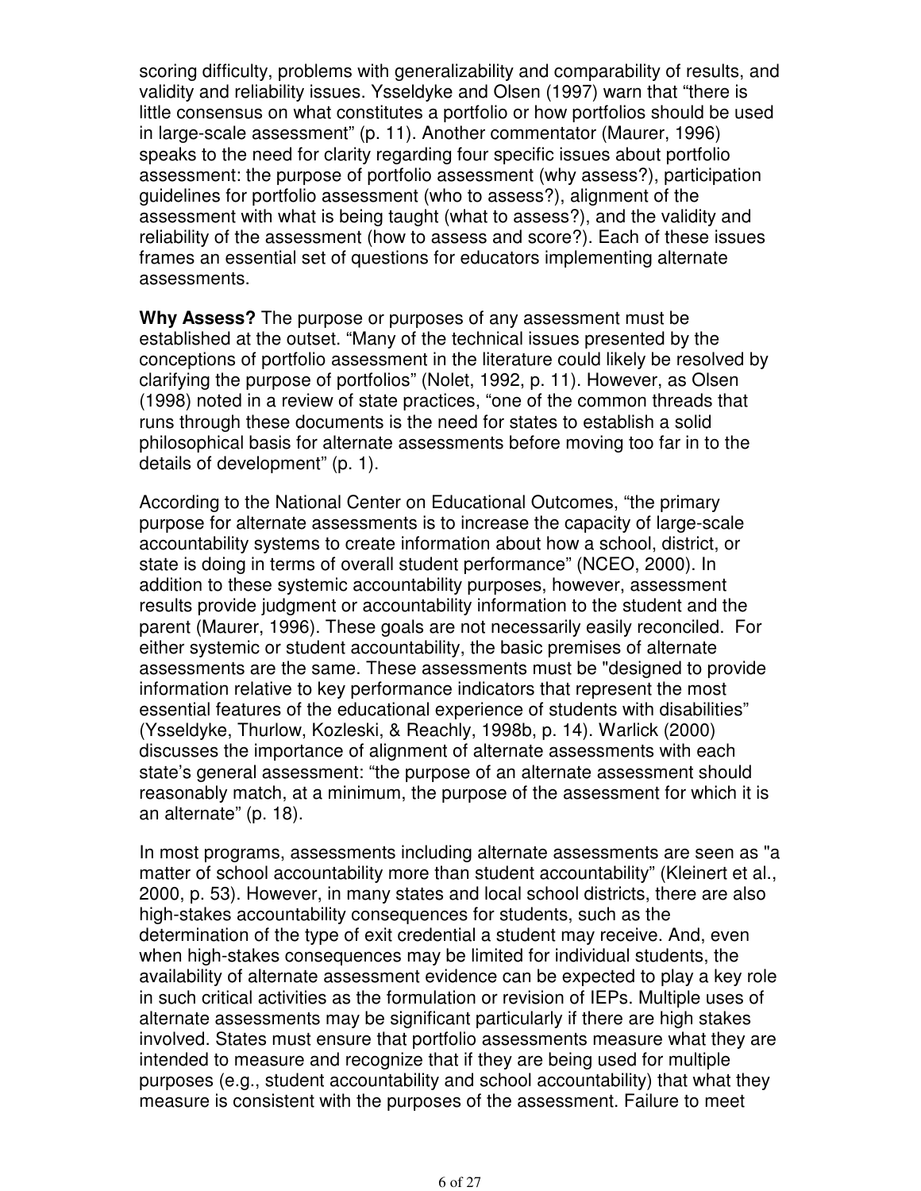scoring difficulty, problems with generalizability and comparability of results, and validity and reliability issues. Ysseldyke and Olsen (1997) warn that "there is little consensus on what constitutes a portfolio or how portfolios should be used in large-scale assessment" (p. 11). Another commentator (Maurer, 1996) speaks to the need for clarity regarding four specific issues about portfolio assessment: the purpose of portfolio assessment (why assess?), participation guidelines for portfolio assessment (who to assess?), alignment of the assessment with what is being taught (what to assess?), and the validity and reliability of the assessment (how to assess and score?). Each of these issues frames an essential set of questions for educators implementing alternate assessments.

**Why Assess?** The purpose or purposes of any assessment must be established at the outset. "Many of the technical issues presented by the conceptions of portfolio assessment in the literature could likely be resolved by clarifying the purpose of portfolios" (Nolet, 1992, p. 11). However, as Olsen (1998) noted in a review of state practices, "one of the common threads that runs through these documents is the need for states to establish a solid philosophical basis for alternate assessments before moving too far in to the details of development" (p. 1).

According to the National Center on Educational Outcomes, "the primary purpose for alternate assessments is to increase the capacity of large-scale accountability systems to create information about how a school, district, or state is doing in terms of overall student performance" (NCEO, 2000). In addition to these systemic accountability purposes, however, assessment results provide judgment or accountability information to the student and the parent (Maurer, 1996). These goals are not necessarily easily reconciled. For either systemic or student accountability, the basic premises of alternate assessments are the same. These assessments must be "designed to provide information relative to key performance indicators that represent the most essential features of the educational experience of students with disabilities" (Ysseldyke, Thurlow, Kozleski, & Reachly, 1998b, p. 14). Warlick (2000) discusses the importance of alignment of alternate assessments with each state's general assessment: "the purpose of an alternate assessment should reasonably match, at a minimum, the purpose of the assessment for which it is an alternate" (p. 18).

In most programs, assessments including alternate assessments are seen as "a matter of school accountability more than student accountability" (Kleinert et al., 2000, p. 53). However, in many states and local school districts, there are also high-stakes accountability consequences for students, such as the determination of the type of exit credential a student may receive. And, even when high-stakes consequences may be limited for individual students, the availability of alternate assessment evidence can be expected to play a key role in such critical activities as the formulation or revision of IEPs. Multiple uses of alternate assessments may be significant particularly if there are high stakes involved. States must ensure that portfolio assessments measure what they are intended to measure and recognize that if they are being used for multiple purposes (e.g., student accountability and school accountability) that what they measure is consistent with the purposes of the assessment. Failure to meet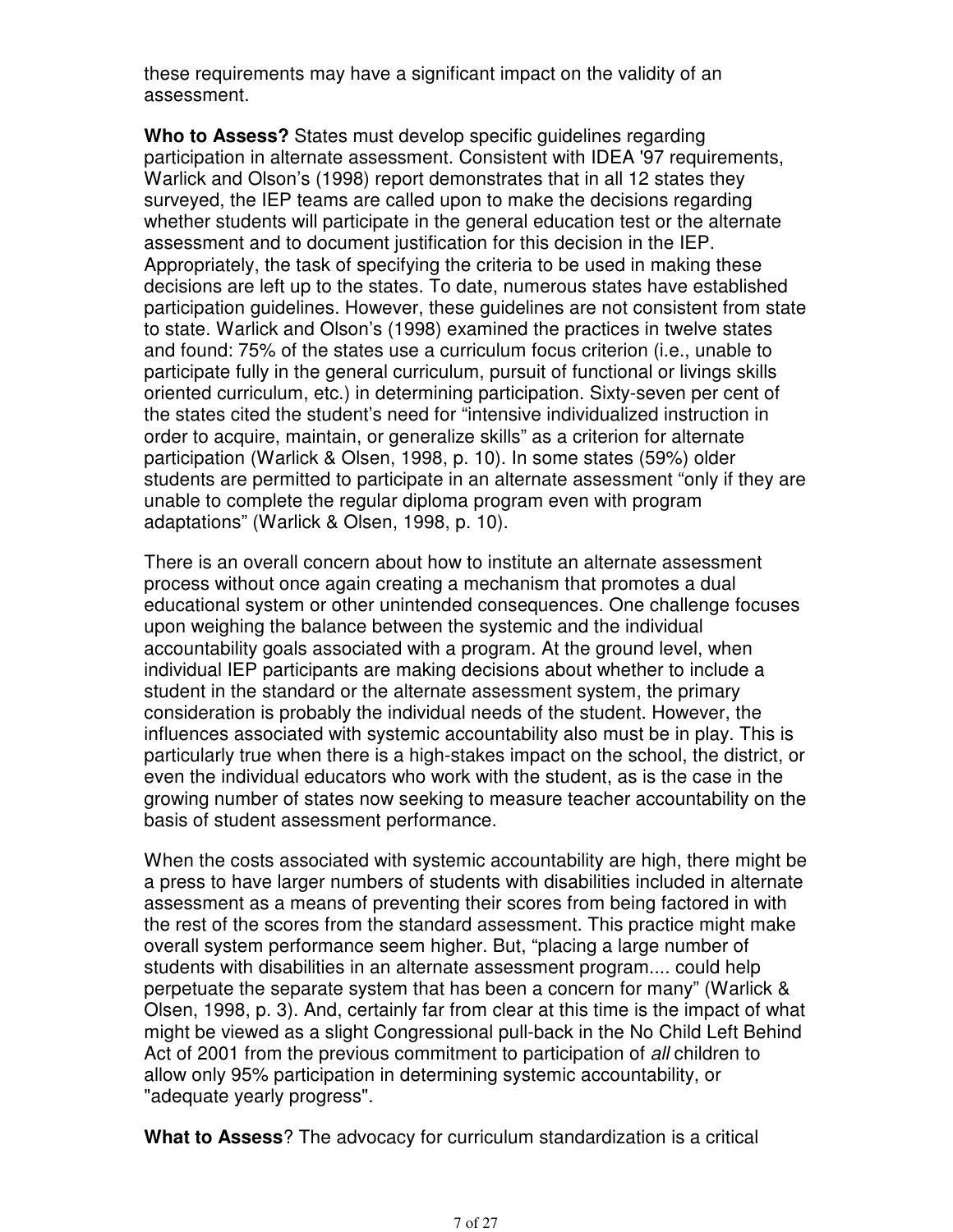these requirements may have a significant impact on the validity of an assessment.

**Who to Assess?** States must develop specific guidelines regarding participation in alternate assessment. Consistent with IDEA '97 requirements, Warlick and Olson's (1998) report demonstrates that in all 12 states they surveyed, the IEP teams are called upon to make the decisions regarding whether students will participate in the general education test or the alternate assessment and to document justification for this decision in the IEP. Appropriately, the task of specifying the criteria to be used in making these decisions are left up to the states. To date, numerous states have established participation guidelines. However, these guidelines are not consistent from state to state. Warlick and Olson's (1998) examined the practices in twelve states and found: 75% of the states use a curriculum focus criterion (i.e., unable to participate fully in the general curriculum, pursuit of functional or livings skills oriented curriculum, etc.) in determining participation. Sixty-seven per cent of the states cited the student's need for "intensive individualized instruction in order to acquire, maintain, or generalize skills" as a criterion for alternate participation (Warlick & Olsen, 1998, p. 10). In some states (59%) older students are permitted to participate in an alternate assessment "only if they are unable to complete the regular diploma program even with program adaptations" (Warlick & Olsen, 1998, p. 10).

There is an overall concern about how to institute an alternate assessment process without once again creating a mechanism that promotes a dual educational system or other unintended consequences. One challenge focuses upon weighing the balance between the systemic and the individual accountability goals associated with a program. At the ground level, when individual IEP participants are making decisions about whether to include a student in the standard or the alternate assessment system, the primary consideration is probably the individual needs of the student. However, the influences associated with systemic accountability also must be in play. This is particularly true when there is a high-stakes impact on the school, the district, or even the individual educators who work with the student, as is the case in the growing number of states now seeking to measure teacher accountability on the basis of student assessment performance.

When the costs associated with systemic accountability are high, there might be a press to have larger numbers of students with disabilities included in alternate assessment as a means of preventing their scores from being factored in with the rest of the scores from the standard assessment. This practice might make overall system performance seem higher. But, "placing a large number of students with disabilities in an alternate assessment program.... could help perpetuate the separate system that has been a concern for many" (Warlick & Olsen, 1998, p. 3). And, certainly far from clear at this time is the impact of what might be viewed as a slight Congressional pull-back in the No Child Left Behind Act of 2001 from the previous commitment to participation of *all* children to allow only 95% participation in determining systemic accountability, or "adequate yearly progress".

**What to Assess**? The advocacy for curriculum standardization is a critical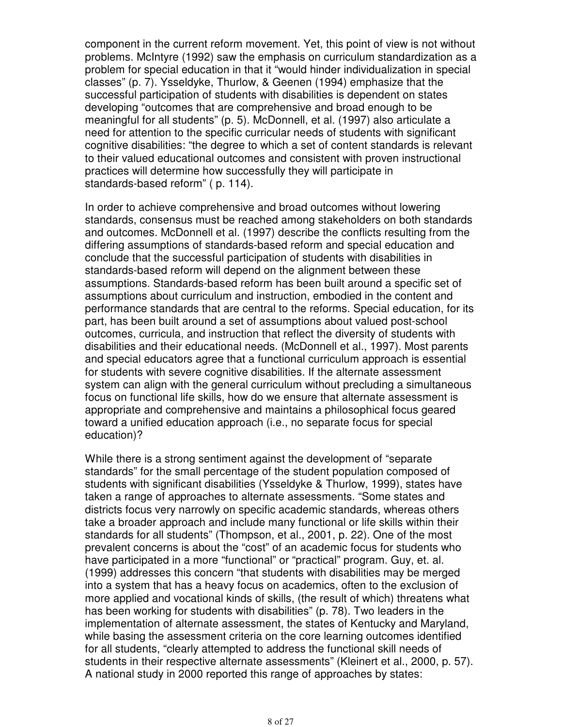component in the current reform movement. Yet, this point of view is not without problems. McIntyre (1992) saw the emphasis on curriculum standardization as a problem for special education in that it "would hinder individualization in special classes" (p. 7). Ysseldyke, Thurlow, & Geenen (1994) emphasize that the successful participation of students with disabilities is dependent on states developing "outcomes that are comprehensive and broad enough to be meaningful for all students" (p. 5). McDonnell, et al. (1997) also articulate a need for attention to the specific curricular needs of students with significant cognitive disabilities: "the degree to which a set of content standards is relevant to their valued educational outcomes and consistent with proven instructional practices will determine how successfully they will participate in standards-based reform" ( p. 114).

In order to achieve comprehensive and broad outcomes without lowering standards, consensus must be reached among stakeholders on both standards and outcomes. McDonnell et al. (1997) describe the conflicts resulting from the differing assumptions of standards-based reform and special education and conclude that the successful participation of students with disabilities in standards-based reform will depend on the alignment between these assumptions. Standards-based reform has been built around a specific set of assumptions about curriculum and instruction, embodied in the content and performance standards that are central to the reforms. Special education, for its part, has been built around a set of assumptions about valued post-school outcomes, curricula, and instruction that reflect the diversity of students with disabilities and their educational needs. (McDonnell et al., 1997). Most parents and special educators agree that a functional curriculum approach is essential for students with severe cognitive disabilities. If the alternate assessment system can align with the general curriculum without precluding a simultaneous focus on functional life skills, how do we ensure that alternate assessment is appropriate and comprehensive and maintains a philosophical focus geared toward a unified education approach (i.e., no separate focus for special education)?

While there is a strong sentiment against the development of "separate standards" for the small percentage of the student population composed of students with significant disabilities (Ysseldyke & Thurlow, 1999), states have taken a range of approaches to alternate assessments. "Some states and districts focus very narrowly on specific academic standards, whereas others take a broader approach and include many functional or life skills within their standards for all students" (Thompson, et al., 2001, p. 22). One of the most prevalent concerns is about the "cost" of an academic focus for students who have participated in a more "functional" or "practical" program. Guy, et. al. (1999) addresses this concern "that students with disabilities may be merged into a system that has a heavy focus on academics, often to the exclusion of more applied and vocational kinds of skills, (the result of which) threatens what has been working for students with disabilities" (p. 78). Two leaders in the implementation of alternate assessment, the states of Kentucky and Maryland, while basing the assessment criteria on the core learning outcomes identified for all students, "clearly attempted to address the functional skill needs of students in their respective alternate assessments" (Kleinert et al., 2000, p. 57). A national study in 2000 reported this range of approaches by states: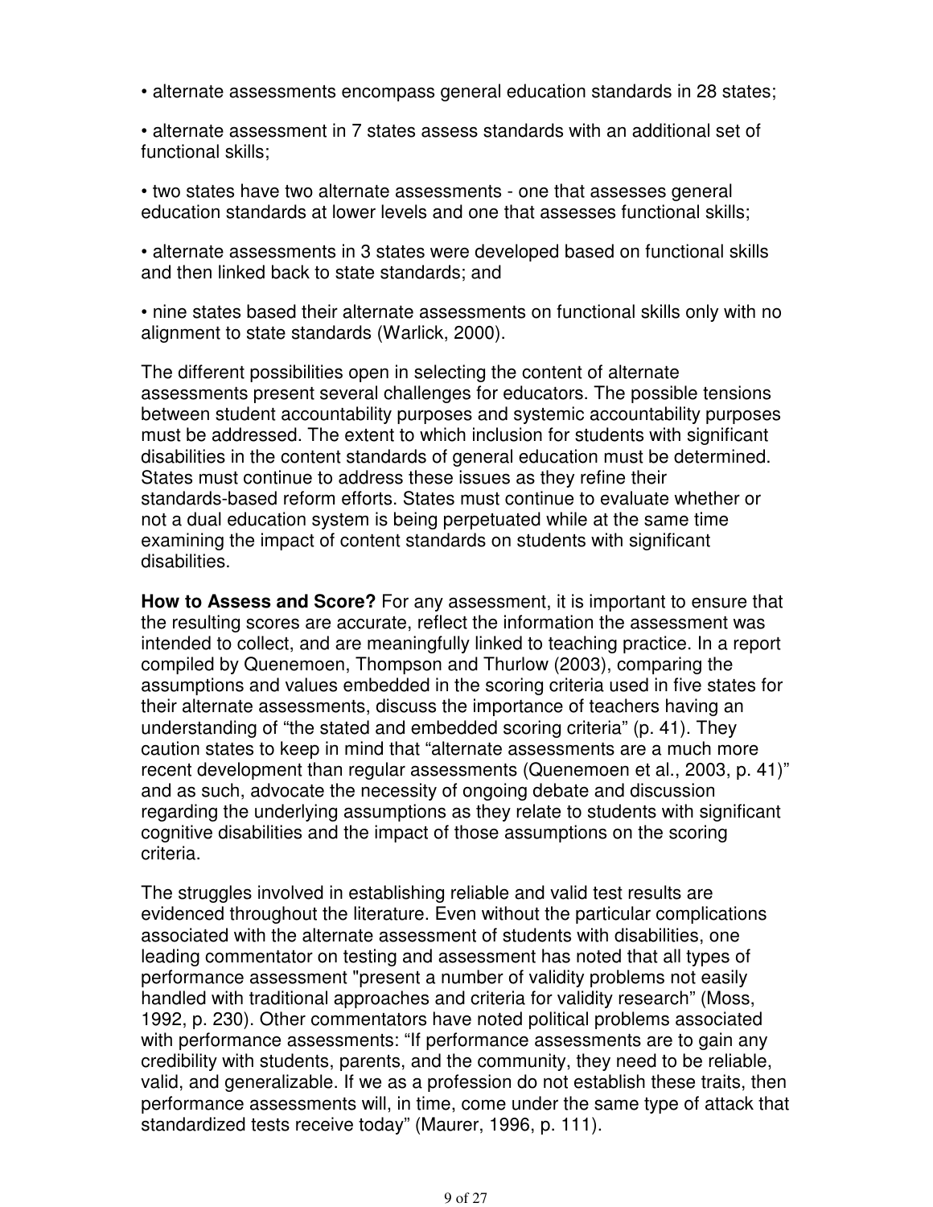- alternate assessments encompass general education standards in 28 states;
- alternate assessment in 7 states assess standards with an additional set of functional skills;
- two states have two alternate assessments - one that assesses general education standards at lower levels and one that assesses functional skills;
- alternate assessments in 3 states were developed based on functional skills and then linked back to state standards; and
- nine states based their alternate assessments on functional skills only with no alignment to state standards (Warlick, 2000).

The different possibilities open in selecting the content of alternate assessments present several challenges for educators. The possible tensions between student accountability purposes and systemic accountability purposes must be addressed. The extent to which inclusion for students with significant disabilities in the content standards of general education must be determined. States must continue to address these issues as they refine their standards-based reform efforts. States must continue to evaluate whether or not a dual education system is being perpetuated while at the same time examining the impact of content standards on students with significant disabilities.

**How to Assess and Score?** For any assessment, it is important to ensure that the resulting scores are accurate, reflect the information the assessment was intended to collect, and are meaningfully linked to teaching practice. In a report compiled by Quenemoen, Thompson and Thurlow (2003), comparing the assumptions and values embedded in the scoring criteria used in five states for their alternate assessments, discuss the importance of teachers having an understanding of "the stated and embedded scoring criteria" (p. 41). They caution states to keep in mind that "alternate assessments are a much more recent development than regular assessments (Quenemoen et al., 2003, p. 41)" and as such, advocate the necessity of ongoing debate and discussion regarding the underlying assumptions as they relate to students with significant cognitive disabilities and the impact of those assumptions on the scoring criteria.

The struggles involved in establishing reliable and valid test results are evidenced throughout the literature. Even without the particular complications associated with the alternate assessment of students with disabilities, one leading commentator on testing and assessment has noted that all types of performance assessment "present a number of validity problems not easily handled with traditional approaches and criteria for validity research" (Moss, 1992, p. 230). Other commentators have noted political problems associated with performance assessments: "If performance assessments are to gain any credibility with students, parents, and the community, they need to be reliable, valid, and generalizable. If we as a profession do not establish these traits, then performance assessments will, in time, come under the same type of attack that standardized tests receive today" (Maurer, 1996, p. 111).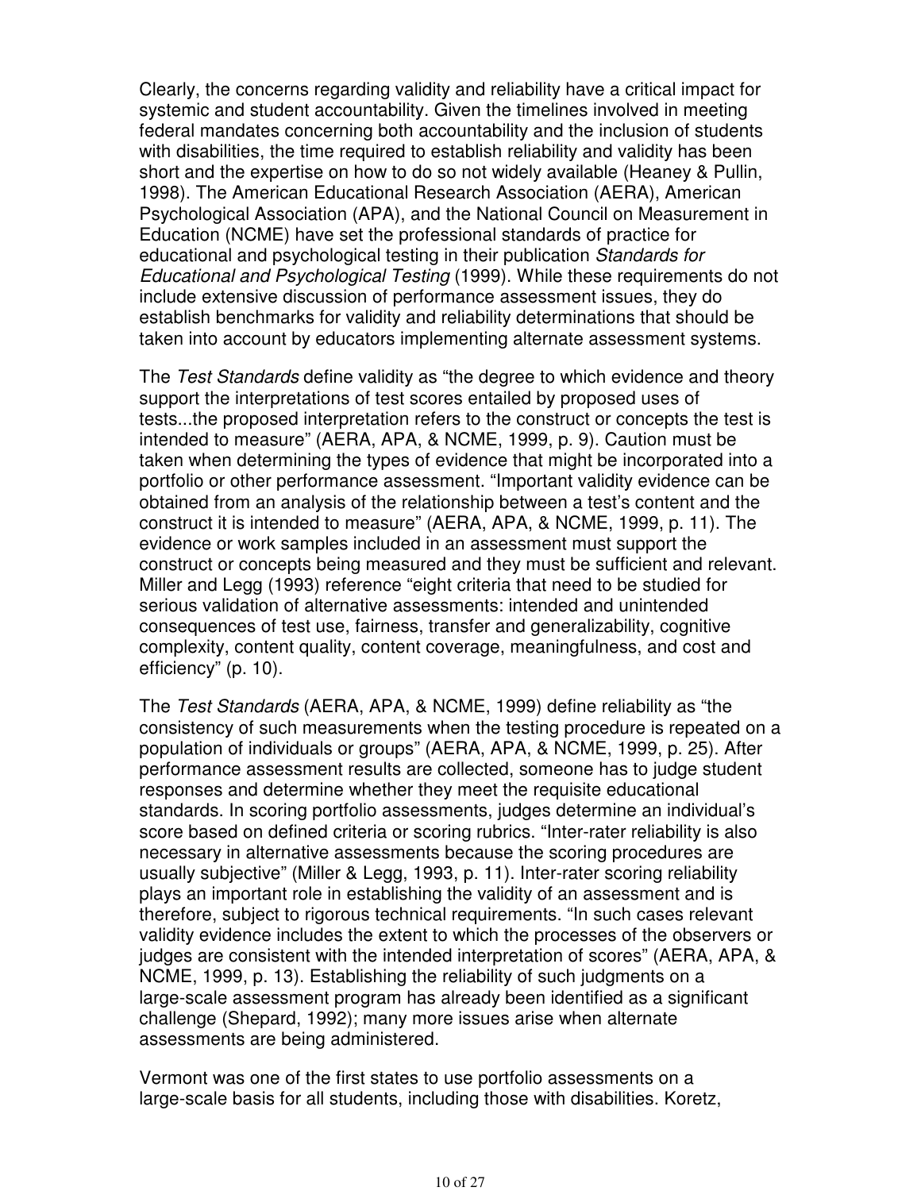Clearly, the concerns regarding validity and reliability have a critical impact for systemic and student accountability. Given the timelines involved in meeting federal mandates concerning both accountability and the inclusion of students with disabilities, the time required to establish reliability and validity has been short and the expertise on how to do so not widely available (Heaney & Pullin, 1998). The American Educational Research Association (AERA), American Psychological Association (APA), and the National Council on Measurement in Education (NCME) have set the professional standards of practice for educational and psychological testing in their publication *Standards for Educational and Psychological Testing* (1999). While these requirements do not include extensive discussion of performance assessment issues, they do establish benchmarks for validity and reliability determinations that should be taken into account by educators implementing alternate assessment systems.

The *Test Standards* define validity as "the degree to which evidence and theory support the interpretations of test scores entailed by proposed uses of tests...the proposed interpretation refers to the construct or concepts the test is intended to measure" (AERA, APA, & NCME, 1999, p. 9). Caution must be taken when determining the types of evidence that might be incorporated into a portfolio or other performance assessment. "Important validity evidence can be obtained from an analysis of the relationship between a test's content and the construct it is intended to measure" (AERA, APA, & NCME, 1999, p. 11). The evidence or work samples included in an assessment must support the construct or concepts being measured and they must be sufficient and relevant. Miller and Legg (1993) reference "eight criteria that need to be studied for serious validation of alternative assessments: intended and unintended consequences of test use, fairness, transfer and generalizability, cognitive complexity, content quality, content coverage, meaningfulness, and cost and efficiency" (p. 10).

The *Test Standards* (AERA, APA, & NCME, 1999) define reliability as "the consistency of such measurements when the testing procedure is repeated on a population of individuals or groups" (AERA, APA, & NCME, 1999, p. 25). After performance assessment results are collected, someone has to judge student responses and determine whether they meet the requisite educational standards. In scoring portfolio assessments, judges determine an individual's score based on defined criteria or scoring rubrics. "Inter-rater reliability is also necessary in alternative assessments because the scoring procedures are usually subjective" (Miller & Legg, 1993, p. 11). Inter-rater scoring reliability plays an important role in establishing the validity of an assessment and is therefore, subject to rigorous technical requirements. "In such cases relevant validity evidence includes the extent to which the processes of the observers or judges are consistent with the intended interpretation of scores" (AERA, APA, & NCME, 1999, p. 13). Establishing the reliability of such judgments on a large-scale assessment program has already been identified as a significant challenge (Shepard, 1992); many more issues arise when alternate assessments are being administered.

Vermont was one of the first states to use portfolio assessments on a large-scale basis for all students, including those with disabilities. Koretz,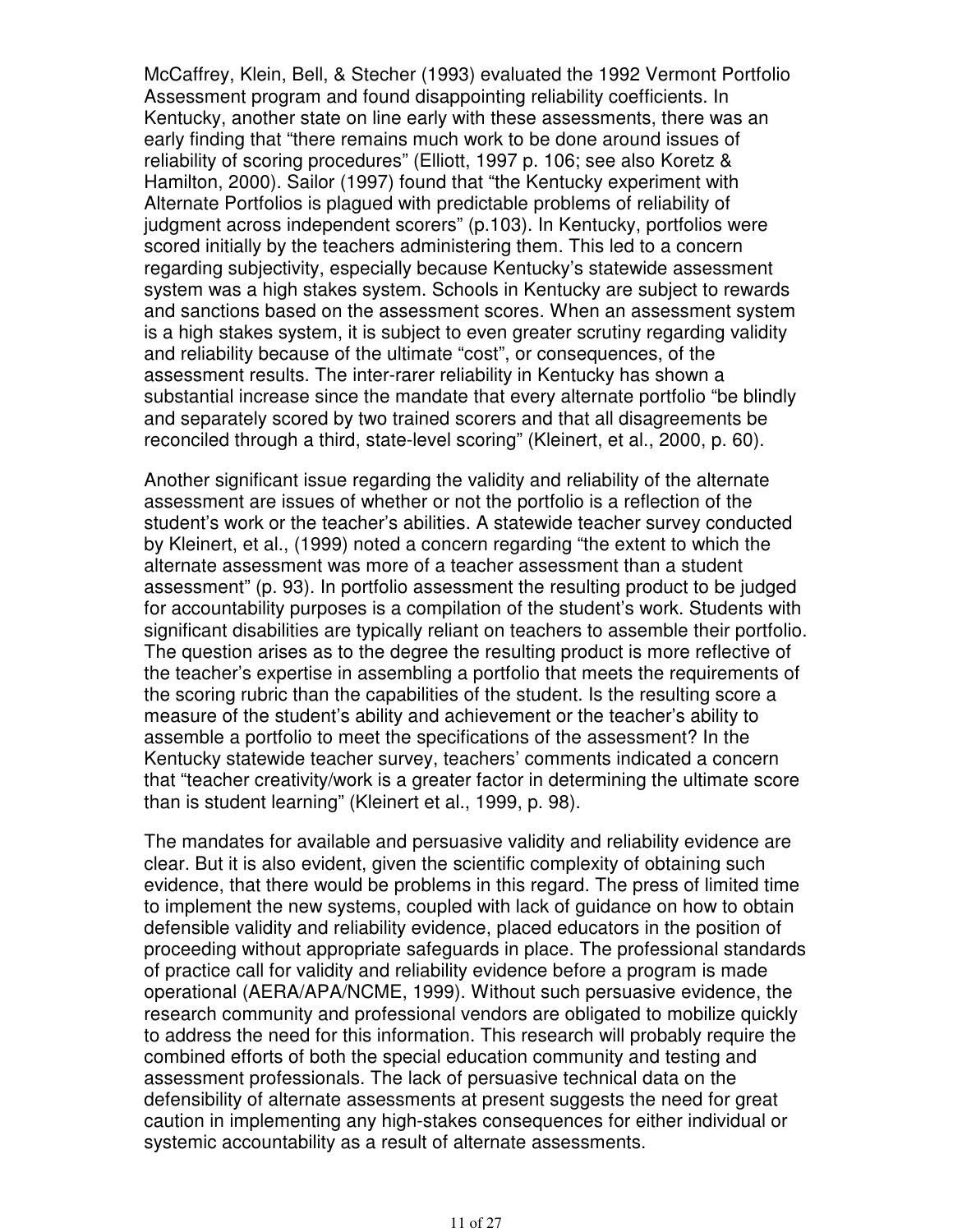McCaffrey, Klein, Bell, & Stecher (1993) evaluated the 1992 Vermont Portfolio Assessment program and found disappointing reliability coefficients. In Kentucky, another state on line early with these assessments, there was an early finding that "there remains much work to be done around issues of reliability of scoring procedures" (Elliott, 1997 p. 106; see also Koretz & Hamilton, 2000). Sailor (1997) found that "the Kentucky experiment with Alternate Portfolios is plagued with predictable problems of reliability of judgment across independent scorers" (p.103). In Kentucky, portfolios were scored initially by the teachers administering them. This led to a concern regarding subjectivity, especially because Kentucky's statewide assessment system was a high stakes system. Schools in Kentucky are subject to rewards and sanctions based on the assessment scores. When an assessment system is a high stakes system, it is subject to even greater scrutiny regarding validity and reliability because of the ultimate "cost", or consequences, of the assessment results. The inter-rarer reliability in Kentucky has shown a substantial increase since the mandate that every alternate portfolio "be blindly and separately scored by two trained scorers and that all disagreements be reconciled through a third, state-level scoring" (Kleinert, et al., 2000, p. 60).

Another significant issue regarding the validity and reliability of the alternate assessment are issues of whether or not the portfolio is a reflection of the student's work or the teacher's abilities. A statewide teacher survey conducted by Kleinert, et al., (1999) noted a concern regarding "the extent to which the alternate assessment was more of a teacher assessment than a student assessment" (p. 93). In portfolio assessment the resulting product to be judged for accountability purposes is a compilation of the student's work. Students with significant disabilities are typically reliant on teachers to assemble their portfolio. The question arises as to the degree the resulting product is more reflective of the teacher's expertise in assembling a portfolio that meets the requirements of the scoring rubric than the capabilities of the student. Is the resulting score a measure of the student's ability and achievement or the teacher's ability to assemble a portfolio to meet the specifications of the assessment? In the Kentucky statewide teacher survey, teachers' comments indicated a concern that "teacher creativity/work is a greater factor in determining the ultimate score than is student learning" (Kleinert et al., 1999, p. 98).

The mandates for available and persuasive validity and reliability evidence are clear. But it is also evident, given the scientific complexity of obtaining such evidence, that there would be problems in this regard. The press of limited time to implement the new systems, coupled with lack of guidance on how to obtain defensible validity and reliability evidence, placed educators in the position of proceeding without appropriate safeguards in place. The professional standards of practice call for validity and reliability evidence before a program is made operational (AERA/APA/NCME, 1999). Without such persuasive evidence, the research community and professional vendors are obligated to mobilize quickly to address the need for this information. This research will probably require the combined efforts of both the special education community and testing and assessment professionals. The lack of persuasive technical data on the defensibility of alternate assessments at present suggests the need for great caution in implementing any high-stakes consequences for either individual or systemic accountability as a result of alternate assessments.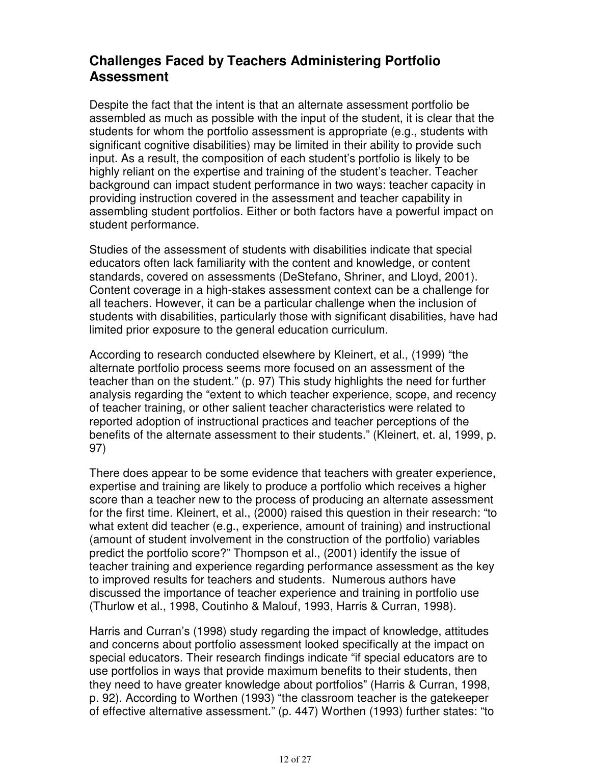## Challenges Faced by Teachers Administering Portfolio Assessment

Despite the fact that the intent is that an alternate assessment portfolio be assembled as much as possible with the input of the student, it is clear that the students for whom the portfolio assessment is appropriate (e.g., students with significant cognitive disabilities) may be limited in their ability to provide such input. As a result, the composition of each student's portfolio is likely to be highly reliant on the expertise and training of the student's teacher. Teacher background can impact student performance in two ways: teacher capacity in providing instruction covered in the assessment and teacher capability in assembling student portfolios. Either or both factors have a powerful impact on student performance.

Studies of the assessment of students with disabilities indicate that special educators often lack familiarity with the content and knowledge, or content standards, covered on assessments (DeStefano, Shriner, and Lloyd, 2001). Content coverage in a high-stakes assessment context can be a challenge for all teachers. However, it can be a particular challenge when the inclusion of students with disabilities, particularly those with significant disabilities, have had limited prior exposure to the general education curriculum.

According to research conducted elsewhere by Kleinert, et al., (1999) "the alternate portfolio process seems more focused on an assessment of the teacher than on the student." (p. 97) This study highlights the need for further analysis regarding the "extent to which teacher experience, scope, and recency of teacher training, or other salient teacher characteristics were related to reported adoption of instructional practices and teacher perceptions of the benefits of the alternate assessment to their students." (Kleinert, et. al, 1999, p. 97)

There does appear to be some evidence that teachers with greater experience, expertise and training are likely to produce a portfolio which receives a higher score than a teacher new to the process of producing an alternate assessment for the first time. Kleinert, et al., (2000) raised this question in their research: "to what extent did teacher (e.g., experience, amount of training) and instructional (amount of student involvement in the construction of the portfolio) variables predict the portfolio score?" Thompson et al., (2001) identify the issue of teacher training and experience regarding performance assessment as the key to improved results for teachers and students. Numerous authors have discussed the importance of teacher experience and training in portfolio use (Thurlow et al., 1998, Coutinho & Malouf, 1993, Harris & Curran, 1998).

Harris and Curran's (1998) study regarding the impact of knowledge, attitudes and concerns about portfolio assessment looked specifically at the impact on special educators. Their research findings indicate "if special educators are to use portfolios in ways that provide maximum benefits to their students, then they need to have greater knowledge about portfolios" (Harris & Curran, 1998, p. 92). According to Worthen (1993) "the classroom teacher is the gatekeeper of effective alternative assessment." (p. 447) Worthen (1993) further states: "to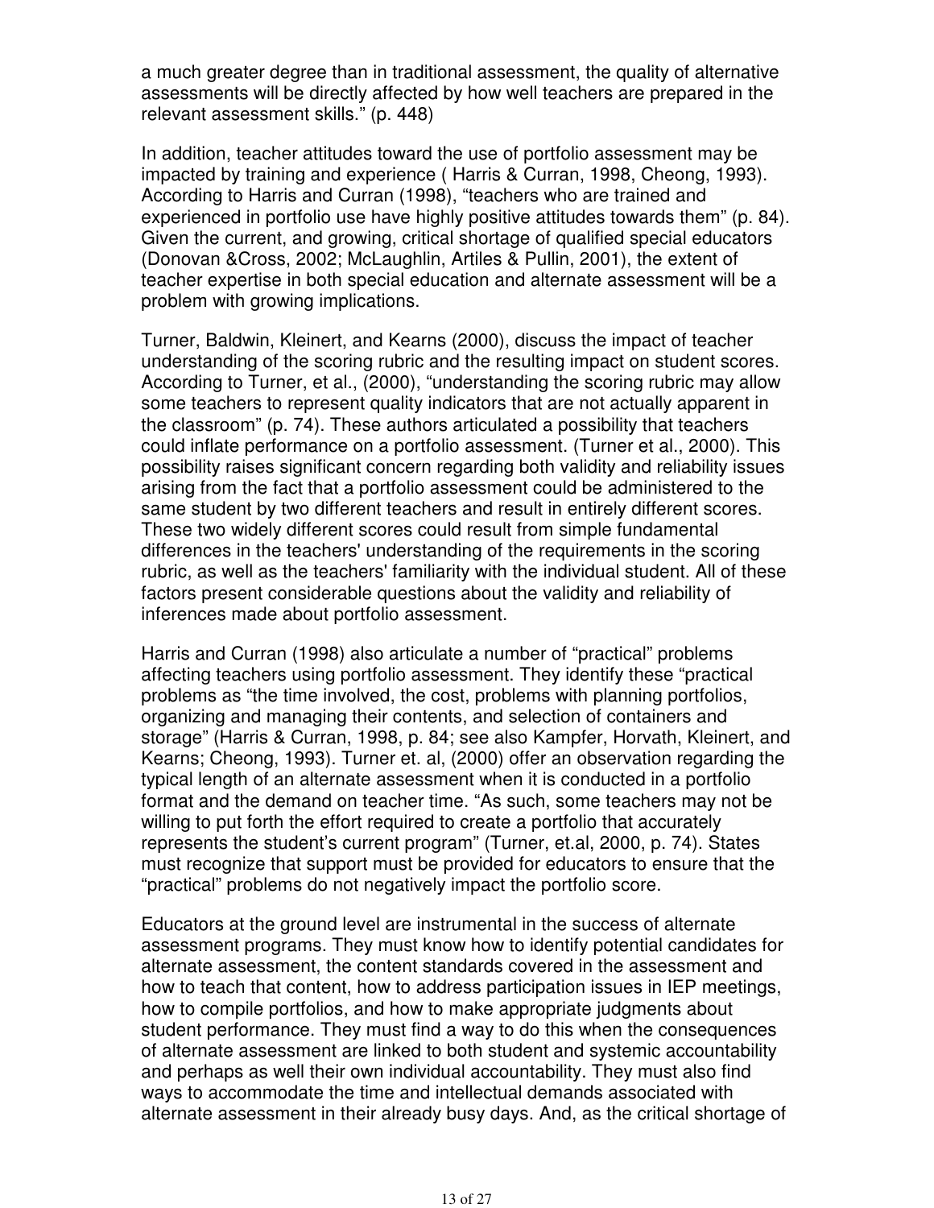a much greater degree than in traditional assessment, the quality of alternative assessments will be directly affected by how well teachers are prepared in the relevant assessment skills." (p. 448)

In addition, teacher attitudes toward the use of portfolio assessment may be impacted by training and experience ( Harris & Curran, 1998, Cheong, 1993). According to Harris and Curran (1998), "teachers who are trained and experienced in portfolio use have highly positive attitudes towards them" (p. 84). Given the current, and growing, critical shortage of qualified special educators (Donovan &Cross, 2002; McLaughlin, Artiles & Pullin, 2001), the extent of teacher expertise in both special education and alternate assessment will be a problem with growing implications.

Turner, Baldwin, Kleinert, and Kearns (2000), discuss the impact of teacher understanding of the scoring rubric and the resulting impact on student scores. According to Turner, et al., (2000), "understanding the scoring rubric may allow some teachers to represent quality indicators that are not actually apparent in the classroom" (p. 74). These authors articulated a possibility that teachers could inflate performance on a portfolio assessment. (Turner et al., 2000). This possibility raises significant concern regarding both validity and reliability issues arising from the fact that a portfolio assessment could be administered to the same student by two different teachers and result in entirely different scores. These two widely different scores could result from simple fundamental differences in the teachers' understanding of the requirements in the scoring rubric, as well as the teachers' familiarity with the individual student. All of these factors present considerable questions about the validity and reliability of inferences made about portfolio assessment.

Harris and Curran (1998) also articulate a number of "practical" problems affecting teachers using portfolio assessment. They identify these "practical problems as "the time involved, the cost, problems with planning portfolios, organizing and managing their contents, and selection of containers and storage" (Harris & Curran, 1998, p. 84; see also Kampfer, Horvath, Kleinert, and Kearns; Cheong, 1993). Turner et. al, (2000) offer an observation regarding the typical length of an alternate assessment when it is conducted in a portfolio format and the demand on teacher time. "As such, some teachers may not be willing to put forth the effort required to create a portfolio that accurately represents the student's current program" (Turner, et.al, 2000, p. 74). States must recognize that support must be provided for educators to ensure that the "practical" problems do not negatively impact the portfolio score.

Educators at the ground level are instrumental in the success of alternate assessment programs. They must know how to identify potential candidates for alternate assessment, the content standards covered in the assessment and how to teach that content, how to address participation issues in IEP meetings, how to compile portfolios, and how to make appropriate judgments about student performance. They must find a way to do this when the consequences of alternate assessment are linked to both student and systemic accountability and perhaps as well their own individual accountability. They must also find ways to accommodate the time and intellectual demands associated with alternate assessment in their already busy days. And, as the critical shortage of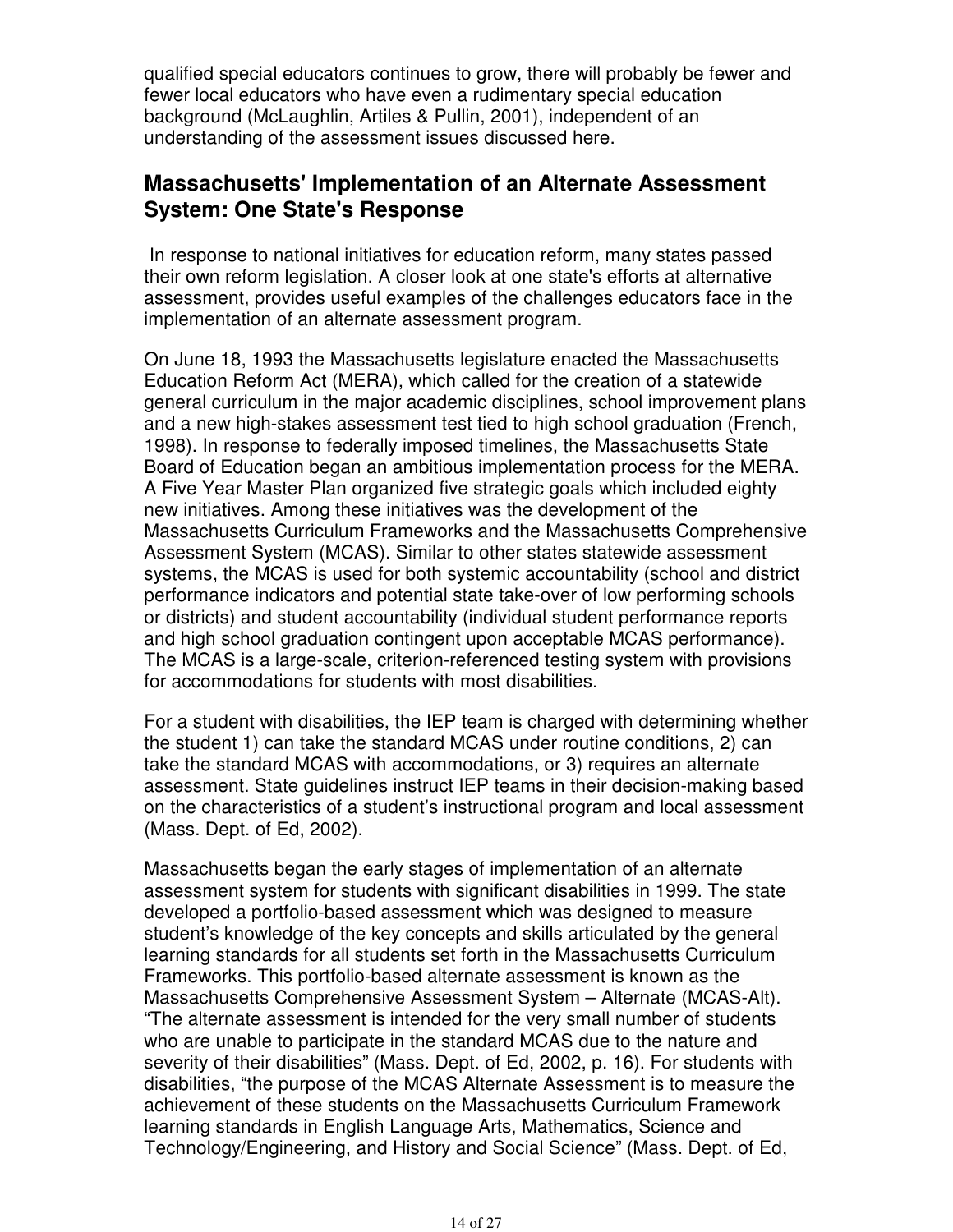qualified special educators continues to grow, there will probably be fewer and fewer local educators who have even a rudimentary special education background (McLaughlin, Artiles & Pullin, 2001), independent of an understanding of the assessment issues discussed here.

## Massachusetts' Implementation of an Alternate Assessment System: One State's Response

In response to national initiatives for education reform, many states passed their own reform legislation. A closer look at one state's efforts at alternative assessment, provides useful examples of the challenges educators face in the implementation of an alternate assessment program.

On June 18, 1993 the Massachusetts legislature enacted the Massachusetts Education Reform Act (MERA), which called for the creation of a statewide general curriculum in the major academic disciplines, school improvement plans and a new high-stakes assessment test tied to high school graduation (French, 1998). In response to federally imposed timelines, the Massachusetts State Board of Education began an ambitious implementation process for the MERA. A Five Year Master Plan organized five strategic goals which included eighty new initiatives. Among these initiatives was the development of the Massachusetts Curriculum Frameworks and the Massachusetts Comprehensive Assessment System (MCAS). Similar to other states statewide assessment systems, the MCAS is used for both systemic accountability (school and district performance indicators and potential state take-over of low performing schools or districts) and student accountability (individual student performance reports and high school graduation contingent upon acceptable MCAS performance). The MCAS is a large-scale, criterion-referenced testing system with provisions for accommodations for students with most disabilities.

For a student with disabilities, the IEP team is charged with determining whether the student 1) can take the standard MCAS under routine conditions, 2) can take the standard MCAS with accommodations, or 3) requires an alternate assessment. State guidelines instruct IEP teams in their decision-making based on the characteristics of a student's instructional program and local assessment (Mass. Dept. of Ed, 2002).

Massachusetts began the early stages of implementation of an alternate assessment system for students with significant disabilities in 1999. The state developed a portfolio-based assessment which was designed to measure student's knowledge of the key concepts and skills articulated by the general learning standards for all students set forth in the Massachusetts Curriculum Frameworks. This portfolio-based alternate assessment is known as the Massachusetts Comprehensive Assessment System – Alternate (MCAS-Alt). "The alternate assessment is intended for the very small number of students who are unable to participate in the standard MCAS due to the nature and severity of their disabilities" (Mass. Dept. of Ed, 2002, p. 16). For students with disabilities, "the purpose of the MCAS Alternate Assessment is to measure the achievement of these students on the Massachusetts Curriculum Framework learning standards in English Language Arts, Mathematics, Science and Technology/Engineering, and History and Social Science" (Mass. Dept. of Ed,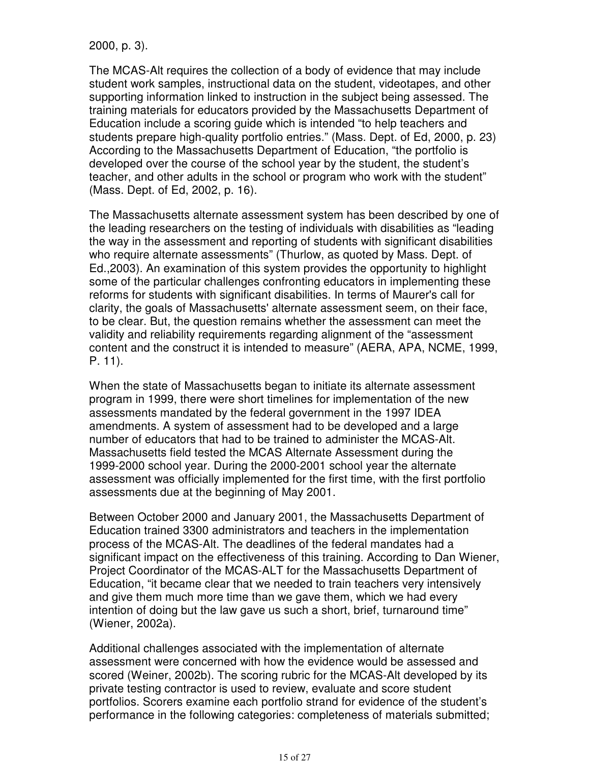2000, p. 3).

The MCAS-Alt requires the collection of a body of evidence that may include student work samples, instructional data on the student, videotapes, and other supporting information linked to instruction in the subject being assessed. The training materials for educators provided by the Massachusetts Department of Education include a scoring guide which is intended "to help teachers and students prepare high-quality portfolio entries." (Mass. Dept. of Ed, 2000, p. 23) According to the Massachusetts Department of Education, "the portfolio is developed over the course of the school year by the student, the student's teacher, and other adults in the school or program who work with the student" (Mass. Dept. of Ed, 2002, p. 16).

The Massachusetts alternate assessment system has been described by one of the leading researchers on the testing of individuals with disabilities as "leading the way in the assessment and reporting of students with significant disabilities who require alternate assessments" (Thurlow, as quoted by Mass. Dept. of Ed.,2003). An examination of this system provides the opportunity to highlight some of the particular challenges confronting educators in implementing these reforms for students with significant disabilities. In terms of Maurer's call for clarity, the goals of Massachusetts' alternate assessment seem, on their face, to be clear. But, the question remains whether the assessment can meet the validity and reliability requirements regarding alignment of the "assessment content and the construct it is intended to measure" (AERA, APA, NCME, 1999, P. 11).

When the state of Massachusetts began to initiate its alternate assessment program in 1999, there were short timelines for implementation of the new assessments mandated by the federal government in the 1997 IDEA amendments. A system of assessment had to be developed and a large number of educators that had to be trained to administer the MCAS-Alt. Massachusetts field tested the MCAS Alternate Assessment during the 1999-2000 school year. During the 2000-2001 school year the alternate assessment was officially implemented for the first time, with the first portfolio assessments due at the beginning of May 2001.

Between October 2000 and January 2001, the Massachusetts Department of Education trained 3300 administrators and teachers in the implementation process of the MCAS-Alt. The deadlines of the federal mandates had a significant impact on the effectiveness of this training. According to Dan Wiener, Project Coordinator of the MCAS-ALT for the Massachusetts Department of Education, "it became clear that we needed to train teachers very intensively and give them much more time than we gave them, which we had every intention of doing but the law gave us such a short, brief, turnaround time" (Wiener, 2002a).

Additional challenges associated with the implementation of alternate assessment were concerned with how the evidence would be assessed and scored (Weiner, 2002b). The scoring rubric for the MCAS-Alt developed by its private testing contractor is used to review, evaluate and score student portfolios. Scorers examine each portfolio strand for evidence of the student's performance in the following categories: completeness of materials submitted;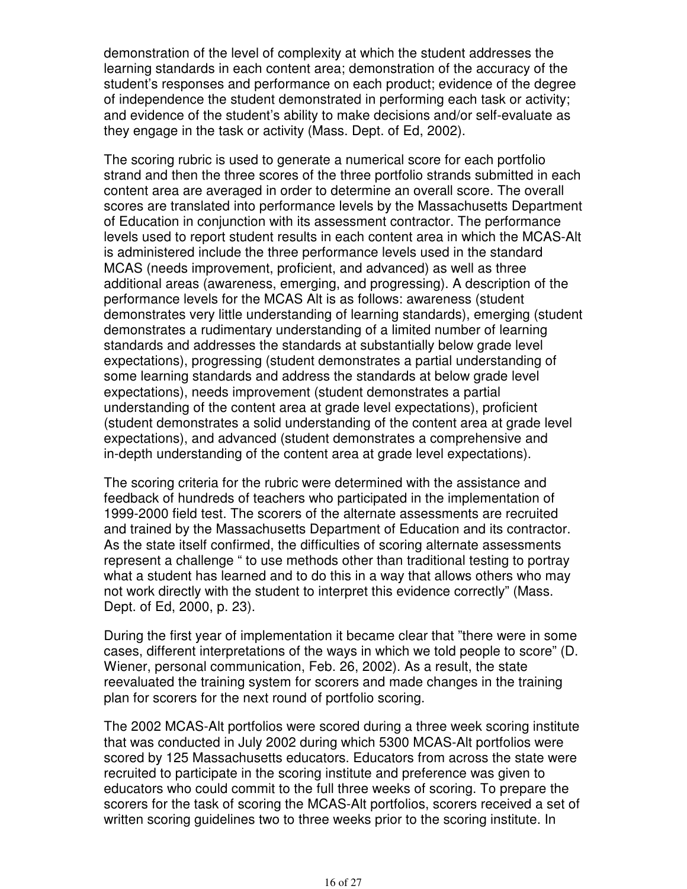demonstration of the level of complexity at which the student addresses the learning standards in each content area; demonstration of the accuracy of the student's responses and performance on each product; evidence of the degree of independence the student demonstrated in performing each task or activity; and evidence of the student's ability to make decisions and/or self-evaluate as they engage in the task or activity (Mass. Dept. of Ed, 2002).

The scoring rubric is used to generate a numerical score for each portfolio strand and then the three scores of the three portfolio strands submitted in each content area are averaged in order to determine an overall score. The overall scores are translated into performance levels by the Massachusetts Department of Education in conjunction with its assessment contractor. The performance levels used to report student results in each content area in which the MCAS-Alt is administered include the three performance levels used in the standard MCAS (needs improvement, proficient, and advanced) as well as three additional areas (awareness, emerging, and progressing). A description of the performance levels for the MCAS Alt is as follows: awareness (student demonstrates very little understanding of learning standards), emerging (student demonstrates a rudimentary understanding of a limited number of learning standards and addresses the standards at substantially below grade level expectations), progressing (student demonstrates a partial understanding of some learning standards and address the standards at below grade level expectations), needs improvement (student demonstrates a partial understanding of the content area at grade level expectations), proficient (student demonstrates a solid understanding of the content area at grade level expectations), and advanced (student demonstrates a comprehensive and in-depth understanding of the content area at grade level expectations).

The scoring criteria for the rubric were determined with the assistance and feedback of hundreds of teachers who participated in the implementation of 1999-2000 field test. The scorers of the alternate assessments are recruited and trained by the Massachusetts Department of Education and its contractor. As the state itself confirmed, the difficulties of scoring alternate assessments represent a challenge " to use methods other than traditional testing to portray what a student has learned and to do this in a way that allows others who may not work directly with the student to interpret this evidence correctly" (Mass. Dept. of Ed, 2000, p. 23).

During the first year of implementation it became clear that "there were in some cases, different interpretations of the ways in which we told people to score" (D. Wiener, personal communication, Feb. 26, 2002). As a result, the state reevaluated the training system for scorers and made changes in the training plan for scorers for the next round of portfolio scoring.

The 2002 MCAS-Alt portfolios were scored during a three week scoring institute that was conducted in July 2002 during which 5300 MCAS-Alt portfolios were scored by 125 Massachusetts educators. Educators from across the state were recruited to participate in the scoring institute and preference was given to educators who could commit to the full three weeks of scoring. To prepare the scorers for the task of scoring the MCAS-Alt portfolios, scorers received a set of written scoring guidelines two to three weeks prior to the scoring institute. In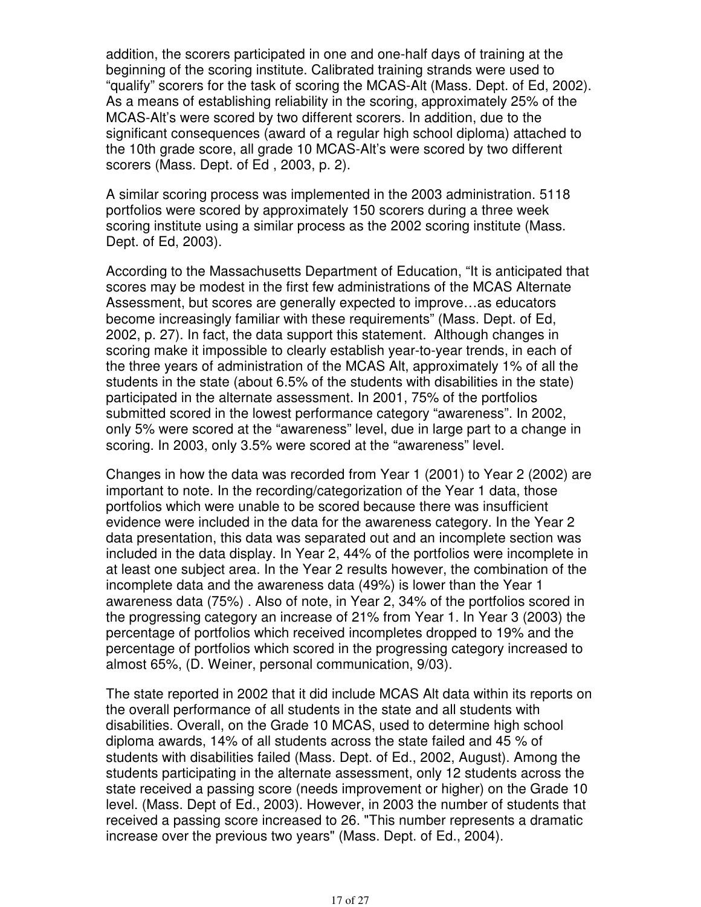addition, the scorers participated in one and one-half days of training at the beginning of the scoring institute. Calibrated training strands were used to “qualify” scorers for the task of scoring the MCAS-Alt (Mass. Dept. of Ed, 2002). As a means of establishing reliability in the scoring, approximately 25% of the MCAS-Alt’s were scored by two different scorers. In addition, due to the significant consequences (award of a regular high school diploma) attached to the 10th grade score, all grade 10 MCAS-Alt’s were scored by two different scorers (Mass. Dept. of Ed , 2003, p. 2).

A similar scoring process was implemented in the 2003 administration. 5118 portfolios were scored by approximately 150 scorers during a three week scoring institute using a similar process as the 2002 scoring institute (Mass. Dept. of Ed, 2003).

According to the Massachusetts Department of Education, “It is anticipated that scores may be modest in the first few administrations of the MCAS Alternate Assessment, but scores are generally expected to improve…as educators become increasingly familiar with these requirements” (Mass. Dept. of Ed, 2002, p. 27). In fact, the data support this statement. Although changes in scoring make it impossible to clearly establish year-to-year trends, in each of the three years of administration of the MCAS Alt, approximately 1% of all the students in the state (about 6.5% of the students with disabilities in the state) participated in the alternate assessment. In 2001, 75% of the portfolios submitted scored in the lowest performance category “awareness”. In 2002, only 5% were scored at the “awareness” level, due in large part to a change in scoring. In 2003, only 3.5% were scored at the “awareness” level.

Changes in how the data was recorded from Year 1 (2001) to Year 2 (2002) are important to note. In the recording/categorization of the Year 1 data, those portfolios which were unable to be scored because there was insufficient evidence were included in the data for the awareness category. In the Year 2 data presentation, this data was separated out and an incomplete section was included in the data display. In Year 2, 44% of the portfolios were incomplete in at least one subject area. In the Year 2 results however, the combination of the incomplete data and the awareness data (49%) is lower than the Year 1 awareness data (75%) . Also of note, in Year 2, 34% of the portfolios scored in the progressing category an increase of 21% from Year 1. In Year 3 (2003) the percentage of portfolios which received incompletes dropped to 19% and the percentage of portfolios which scored in the progressing category increased to almost 65%, (D. Weiner, personal communication, 9/03).

The state reported in 2002 that it did include MCAS Alt data within its reports on the overall performance of all students in the state and all students with disabilities. Overall, on the Grade 10 MCAS, used to determine high school diploma awards, 14% of all students across the state failed and 45 % of students with disabilities failed (Mass. Dept. of Ed., 2002, August). Among the students participating in the alternate assessment, only 12 students across the state received a passing score (needs improvement or higher) on the Grade 10 level. (Mass. Dept of Ed., 2003). However, in 2003 the number of students that received a passing score increased to 26. "This number represents a dramatic increase over the previous two years" (Mass. Dept. of Ed., 2004).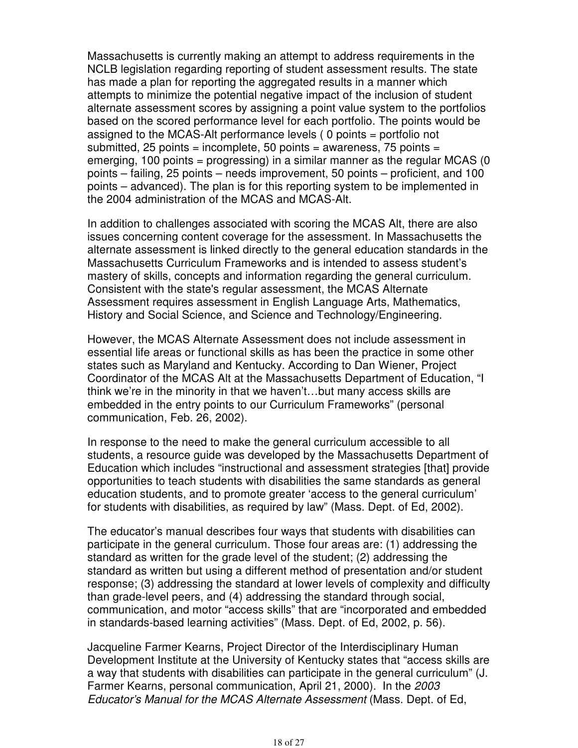Massachusetts is currently making an attempt to address requirements in the NCLB legislation regarding reporting of student assessment results. The state has made a plan for reporting the aggregated results in a manner which attempts to minimize the potential negative impact of the inclusion of student alternate assessment scores by assigning a point value system to the portfolios based on the scored performance level for each portfolio. The points would be assigned to the MCAS-Alt performance levels ( 0 points = portfolio not submitted, 25 points = incomplete, 50 points = awareness, 75 points = emerging, 100 points = progressing) in a similar manner as the regular MCAS (0 points – failing, 25 points – needs improvement, 50 points – proficient, and 100 points – advanced). The plan is for this reporting system to be implemented in the 2004 administration of the MCAS and MCAS-Alt.

In addition to challenges associated with scoring the MCAS Alt, there are also issues concerning content coverage for the assessment. In Massachusetts the alternate assessment is linked directly to the general education standards in the Massachusetts Curriculum Frameworks and is intended to assess student's mastery of skills, concepts and information regarding the general curriculum. Consistent with the state's regular assessment, the MCAS Alternate Assessment requires assessment in English Language Arts, Mathematics, History and Social Science, and Science and Technology/Engineering.

However, the MCAS Alternate Assessment does not include assessment in essential life areas or functional skills as has been the practice in some other states such as Maryland and Kentucky. According to Dan Wiener, Project Coordinator of the MCAS Alt at the Massachusetts Department of Education, "I think we're in the minority in that we haven't…but many access skills are embedded in the entry points to our Curriculum Frameworks" (personal communication, Feb. 26, 2002).

In response to the need to make the general curriculum accessible to all students, a resource guide was developed by the Massachusetts Department of Education which includes "instructional and assessment strategies [that] provide opportunities to teach students with disabilities the same standards as general education students, and to promote greater 'access to the general curriculum' for students with disabilities, as required by law" (Mass. Dept. of Ed, 2002).

The educator's manual describes four ways that students with disabilities can participate in the general curriculum. Those four areas are: (1) addressing the standard as written for the grade level of the student; (2) addressing the standard as written but using a different method of presentation and/or student response; (3) addressing the standard at lower levels of complexity and difficulty than grade-level peers, and (4) addressing the standard through social, communication, and motor "access skills" that are "incorporated and embedded in standards-based learning activities" (Mass. Dept. of Ed, 2002, p. 56).

Jacqueline Farmer Kearns, Project Director of the Interdisciplinary Human Development Institute at the University of Kentucky states that "access skills are a way that students with disabilities can participate in the general curriculum" (J. Farmer Kearns, personal communication, April 21, 2000). In the *2003 Educator's Manual for the MCAS Alternate Assessment* (Mass. Dept. of Ed,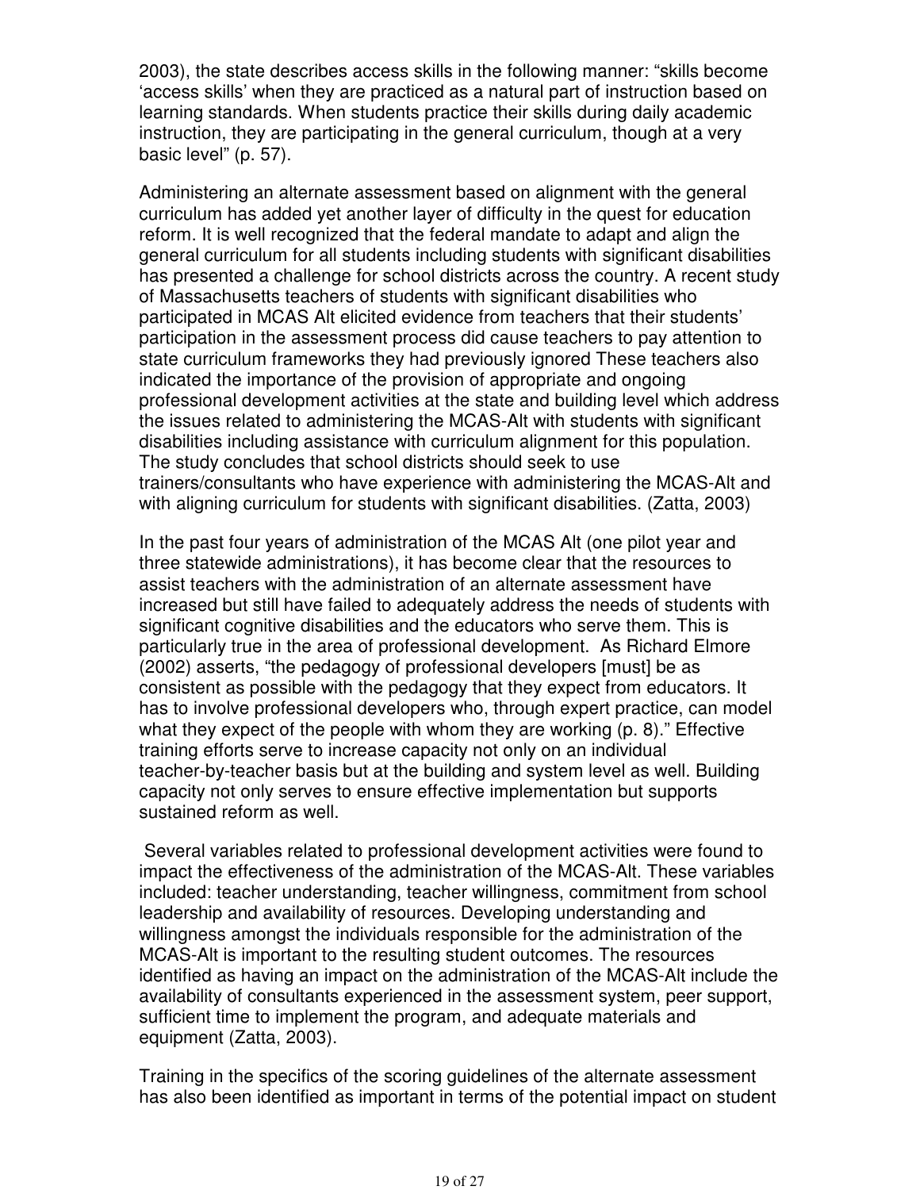2003), the state describes access skills in the following manner: “skills become ‘access skills’ when they are practiced as a natural part of instruction based on learning standards. When students practice their skills during daily academic instruction, they are participating in the general curriculum, though at a very basic level” (p. 57).

Administering an alternate assessment based on alignment with the general curriculum has added yet another layer of difficulty in the quest for education reform. It is well recognized that the federal mandate to adapt and align the general curriculum for all students including students with significant disabilities has presented a challenge for school districts across the country. A recent study of Massachusetts teachers of students with significant disabilities who participated in MCAS Alt elicited evidence from teachers that their students’ participation in the assessment process did cause teachers to pay attention to state curriculum frameworks they had previously ignored These teachers also indicated the importance of the provision of appropriate and ongoing professional development activities at the state and building level which address the issues related to administering the MCAS-Alt with students with significant disabilities including assistance with curriculum alignment for this population. The study concludes that school districts should seek to use trainers/consultants who have experience with administering the MCAS-Alt and with aligning curriculum for students with significant disabilities. (Zatta, 2003)

In the past four years of administration of the MCAS Alt (one pilot year and three statewide administrations), it has become clear that the resources to assist teachers with the administration of an alternate assessment have increased but still have failed to adequately address the needs of students with significant cognitive disabilities and the educators who serve them. This is particularly true in the area of professional development. As Richard Elmore (2002) asserts, “the pedagogy of professional developers [must] be as consistent as possible with the pedagogy that they expect from educators. It has to involve professional developers who, through expert practice, can model what they expect of the people with whom they are working (p. 8).” Effective training efforts serve to increase capacity not only on an individual teacher-by-teacher basis but at the building and system level as well. Building capacity not only serves to ensure effective implementation but supports sustained reform as well.

Several variables related to professional development activities were found to impact the effectiveness of the administration of the MCAS-Alt. These variables included: teacher understanding, teacher willingness, commitment from school leadership and availability of resources. Developing understanding and willingness amongst the individuals responsible for the administration of the MCAS-Alt is important to the resulting student outcomes. The resources identified as having an impact on the administration of the MCAS-Alt include the availability of consultants experienced in the assessment system, peer support, sufficient time to implement the program, and adequate materials and equipment (Zatta, 2003).

Training in the specifics of the scoring guidelines of the alternate assessment has also been identified as important in terms of the potential impact on student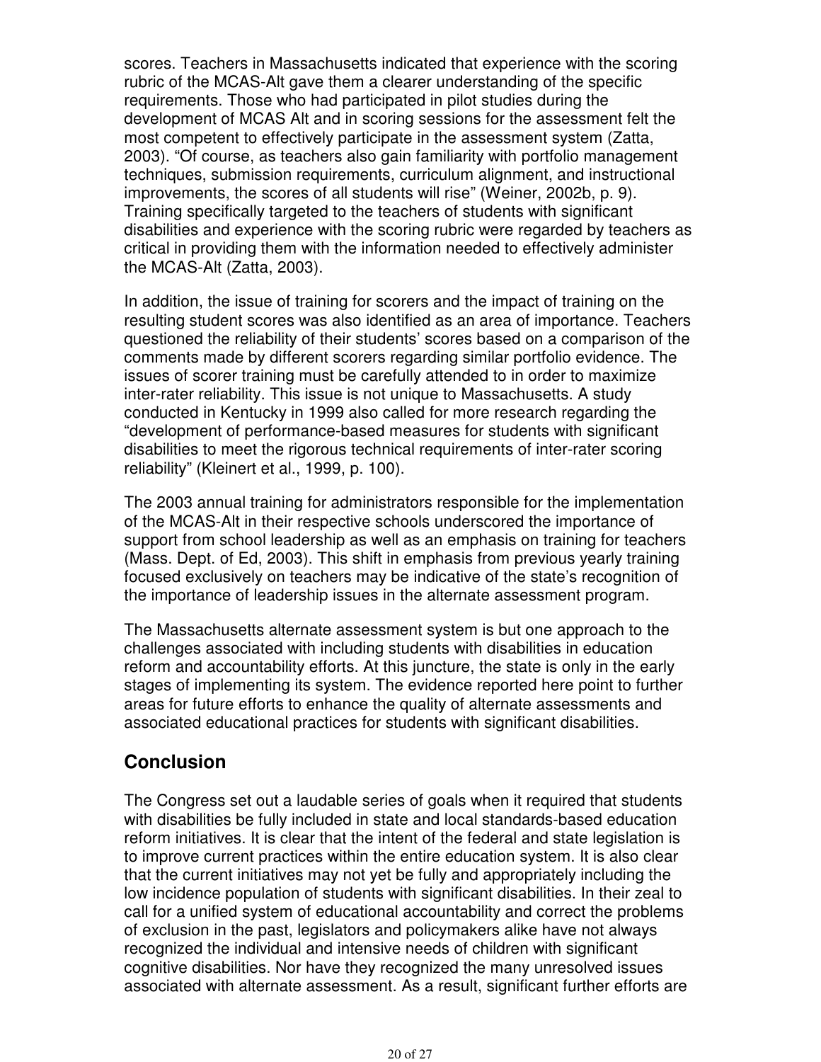scores. Teachers in Massachusetts indicated that experience with the scoring rubric of the MCAS-Alt gave them a clearer understanding of the specific requirements. Those who had participated in pilot studies during the development of MCAS Alt and in scoring sessions for the assessment felt the most competent to effectively participate in the assessment system (Zatta, 2003). "Of course, as teachers also gain familiarity with portfolio management techniques, submission requirements, curriculum alignment, and instructional improvements, the scores of all students will rise" (Weiner, 2002b, p. 9). Training specifically targeted to the teachers of students with significant disabilities and experience with the scoring rubric were regarded by teachers as critical in providing them with the information needed to effectively administer the MCAS-Alt (Zatta, 2003).

In addition, the issue of training for scorers and the impact of training on the resulting student scores was also identified as an area of importance. Teachers questioned the reliability of their students' scores based on a comparison of the comments made by different scorers regarding similar portfolio evidence. The issues of scorer training must be carefully attended to in order to maximize inter-rater reliability. This issue is not unique to Massachusetts. A study conducted in Kentucky in 1999 also called for more research regarding the "development of performance-based measures for students with significant disabilities to meet the rigorous technical requirements of inter-rater scoring reliability" (Kleinert et al., 1999, p. 100).

The 2003 annual training for administrators responsible for the implementation of the MCAS-Alt in their respective schools underscored the importance of support from school leadership as well as an emphasis on training for teachers (Mass. Dept. of Ed, 2003). This shift in emphasis from previous yearly training focused exclusively on teachers may be indicative of the state's recognition of the importance of leadership issues in the alternate assessment program.

The Massachusetts alternate assessment system is but one approach to the challenges associated with including students with disabilities in education reform and accountability efforts. At this juncture, the state is only in the early stages of implementing its system. The evidence reported here point to further areas for future efforts to enhance the quality of alternate assessments and associated educational practices for students with significant disabilities.

## Conclusion

The Congress set out a laudable series of goals when it required that students with disabilities be fully included in state and local standards-based education reform initiatives. It is clear that the intent of the federal and state legislation is to improve current practices within the entire education system. It is also clear that the current initiatives may not yet be fully and appropriately including the low incidence population of students with significant disabilities. In their zeal to call for a unified system of educational accountability and correct the problems of exclusion in the past, legislators and policymakers alike have not always recognized the individual and intensive needs of children with significant cognitive disabilities. Nor have they recognized the many unresolved issues associated with alternate assessment. As a result, significant further efforts are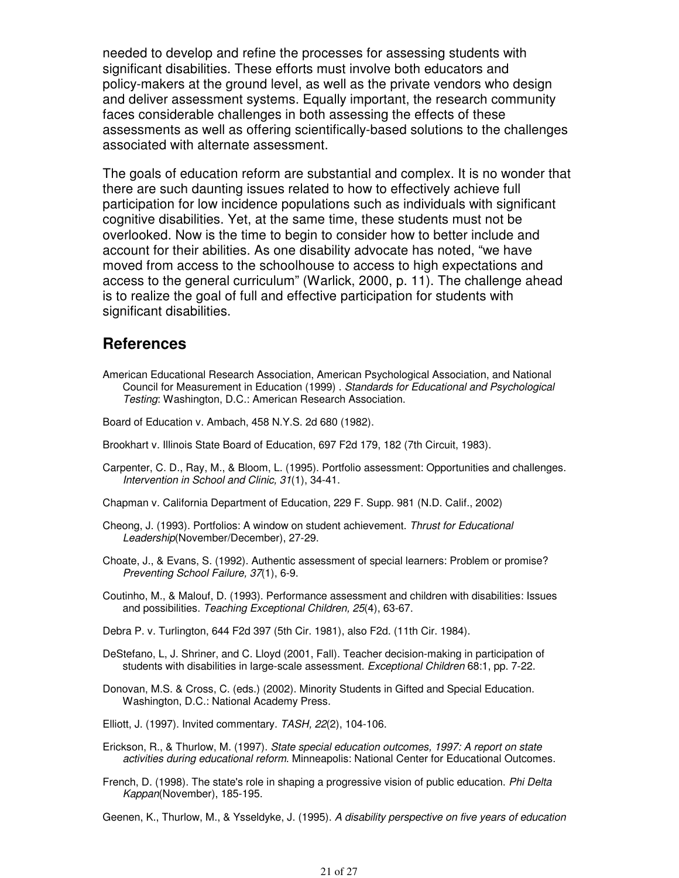needed to develop and refine the processes for assessing students with significant disabilities. These efforts must involve both educators and policy-makers at the ground level, as well as the private vendors who design and deliver assessment systems. Equally important, the research community faces considerable challenges in both assessing the effects of these assessments as well as offering scientifically-based solutions to the challenges associated with alternate assessment.

The goals of education reform are substantial and complex. It is no wonder that there are such daunting issues related to how to effectively achieve full participation for low incidence populations such as individuals with significant cognitive disabilities. Yet, at the same time, these students must not be overlooked. Now is the time to begin to consider how to better include and account for their abilities. As one disability advocate has noted, "we have moved from access to the schoolhouse to access to high expectations and access to the general curriculum" (Warlick, 2000, p. 11). The challenge ahead is to realize the goal of full and effective participation for students with significant disabilities.

## References

American Educational Research Association, American Psychological Association, and National Council for Measurement in Education (1999) . *Standards for Educational and Psychological Testing*: Washington, D.C.: American Research Association.

Board of Education v. Ambach, 458 N.Y.S. 2d 680 (1982).

Brookhart v. Illinois State Board of Education, 697 F2d 179, 182 (7th Circuit, 1983).

Carpenter, C. D., Ray, M., & Bloom, L. (1995). Portfolio assessment: Opportunities and challenges. *Intervention in School and Clinic, 31*(1), 34-41.

Chapman v. California Department of Education, 229 F. Supp. 981 (N.D. Calif., 2002)

Cheong, J. (1993). Portfolios: A window on student achievement. *Thrust for Educational Leadership*(November/December), 27-29.

Choate, J., & Evans, S. (1992). Authentic assessment of special learners: Problem or promise? *Preventing School Failure, 37*(1), 6-9.

Coutinho, M., & Malouf, D. (1993). Performance assessment and children with disabilities: Issues and possibilities. *Teaching Exceptional Children, 25*(4), 63-67.

Debra P. v. Turlington, 644 F2d 397 (5th Cir. 1981), also F2d. (11th Cir. 1984).

DeStefano, L, J. Shriner, and C. Lloyd (2001, Fall). Teacher decision-making in participation of students with disabilities in large-scale assessment. *Exceptional Children* 68:1, pp. 7-22.

Donovan, M.S. & Cross, C. (eds.) (2002). Minority Students in Gifted and Special Education. Washington, D.C.: National Academy Press.

Elliott, J. (1997). Invited commentary. *TASH, 22*(2), 104-106.

Erickson, R., & Thurlow, M. (1997). *State special education outcomes, 1997: A report on state activities during educational reform*. Minneapolis: National Center for Educational Outcomes.

French, D. (1998). The state's role in shaping a progressive vision of public education. *Phi Delta Kappan*(November), 185-195.

Geenen, K., Thurlow, M., & Ysseldyke, J. (1995). *A disability perspective on five years of education*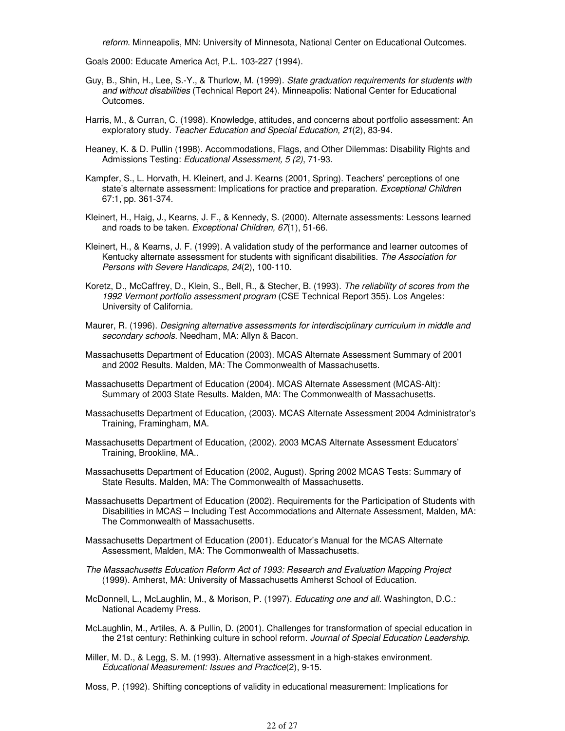*reform*. Minneapolis, MN: University of Minnesota, National Center on Educational Outcomes.

Goals 2000: Educate America Act, P.L. 103-227 (1994).

Guy, B., Shin, H., Lee, S.-Y., & Thurlow, M. (1999). *State graduation requirements for students with and without disabilities* (Technical Report 24). Minneapolis: National Center for Educational Outcomes.

Harris, M., & Curran, C. (1998). Knowledge, attitudes, and concerns about portfolio assessment: An exploratory study. *Teacher Education and Special Education, 21*(2), 83-94.

Heaney, K. & D. Pullin (1998). Accommodations, Flags, and Other Dilemmas: Disability Rights and Admissions Testing: *Educational Assessment, 5 (2)*, 71-93.

Kampfer, S., L. Horvath, H. Kleinert, and J. Kearns (2001, Spring). Teachers' perceptions of one state's alternate assessment: Implications for practice and preparation. *Exceptional Children* 67:1, pp. 361-374.

Kleinert, H., Haig, J., Kearns, J. F., & Kennedy, S. (2000). Alternate assessments: Lessons learned and roads to be taken. *Exceptional Children, 67*(1), 51-66.

Kleinert, H., & Kearns, J. F. (1999). A validation study of the performance and learner outcomes of Kentucky alternate assessment for students with significant disabilities. *The Association for Persons with Severe Handicaps, 24*(2), 100-110.

Koretz, D., McCaffrey, D., Klein, S., Bell, R., & Stecher, B. (1993). *The reliability of scores from the 1992 Vermont portfolio assessment program* (CSE Technical Report 355). Los Angeles: University of California.

Maurer, R. (1996). *Designing alternative assessments for interdisciplinary curriculum in middle and secondary schools*. Needham, MA: Allyn & Bacon.

Massachusetts Department of Education (2003). MCAS Alternate Assessment Summary of 2001 and 2002 Results. Malden, MA: The Commonwealth of Massachusetts.

Massachusetts Department of Education (2004). MCAS Alternate Assessment (MCAS-Alt): Summary of 2003 State Results. Malden, MA: The Commonwealth of Massachusetts.

Massachusetts Department of Education, (2003). MCAS Alternate Assessment 2004 Administrator's Training, Framingham, MA.

Massachusetts Department of Education, (2002). 2003 MCAS Alternate Assessment Educators' Training, Brookline, MA..

Massachusetts Department of Education (2002, August). Spring 2002 MCAS Tests: Summary of State Results. Malden, MA: The Commonwealth of Massachusetts.

Massachusetts Department of Education (2002). Requirements for the Participation of Students with Disabilities in MCAS – Including Test Accommodations and Alternate Assessment, Malden, MA: The Commonwealth of Massachusetts.

Massachusetts Department of Education (2001). Educator's Manual for the MCAS Alternate Assessment, Malden, MA: The Commonwealth of Massachusetts.

*The Massachusetts Education Reform Act of 1993: Research and Evaluation Mapping Project* (1999). Amherst, MA: University of Massachusetts Amherst School of Education.

McDonnell, L., McLaughlin, M., & Morison, P. (1997). *Educating one and all*. Washington, D.C.: National Academy Press.

McLaughlin, M., Artiles, A. & Pullin, D. (2001). Challenges for transformation of special education in the 21st century: Rethinking culture in school reform. *Journal of Special Education Leadership*.

Miller, M. D., & Legg, S. M. (1993). Alternative assessment in a high-stakes environment. *Educational Measurement: Issues and Practice*(2), 9-15.

Moss, P. (1992). Shifting conceptions of validity in educational measurement: Implications for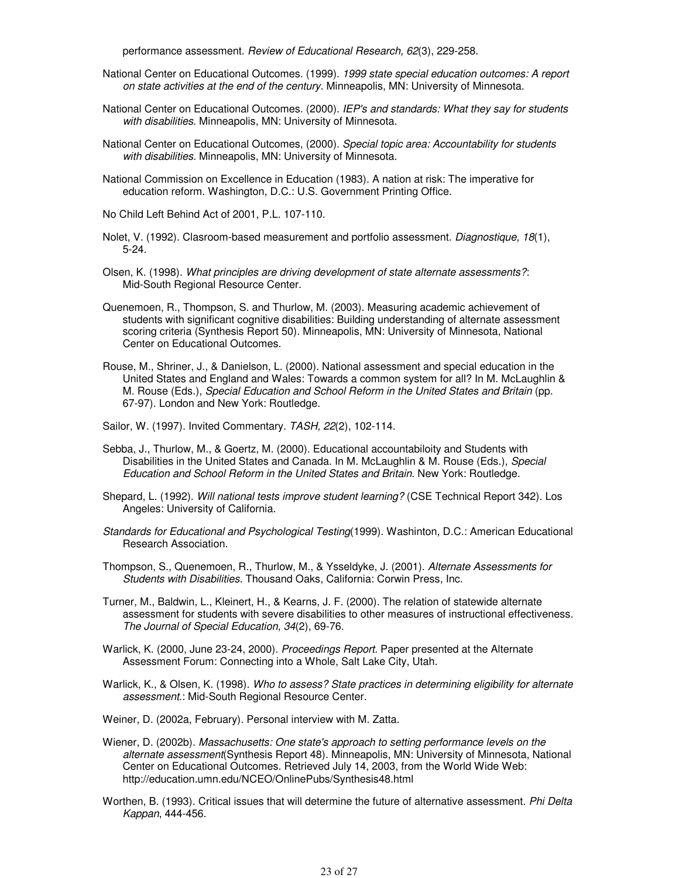performance assessment. *Review of Educational Research, 62*(3), 229-258.

National Center on Educational Outcomes. (1999). *1999 state special education outcomes: A report on state activities at the end of the century*. Minneapolis, MN: University of Minnesota.

National Center on Educational Outcomes. (2000). *IEP's and standards: What they say for students with disabilities*. Minneapolis, MN: University of Minnesota.

National Center on Educational Outcomes, (2000). *Special topic area: Accountability for students with disabilities.* Minneapolis, MN: University of Minnesota.

National Commission on Excellence in Education (1983). A nation at risk: The imperative for education reform. Washington, D.C.: U.S. Government Printing Office.

No Child Left Behind Act of 2001, P.L. 107-110.

Nolet, V. (1992). Clasroom-based measurement and portfolio assessment. *Diagnostique, 18*(1), 5-24.

Olsen, K. (1998). *What principles are driving development of state alternate assessments?*: Mid-South Regional Resource Center.

Quenemoen, R., Thompson, S. and Thurlow, M. (2003). Measuring academic achievement of students with significant cognitive disabilities: Building understanding of alternate assessment scoring criteria (Synthesis Report 50). Minneapolis, MN: University of Minnesota, National Center on Educational Outcomes.

Rouse, M., Shriner, J., & Danielson, L. (2000). National assessment and special education in the United States and England and Wales: Towards a common system for all? In M. McLaughlin & M. Rouse (Eds.), *Special Education and School Reform in the United States and Britain* (pp. 67-97). London and New York: Routledge.

Sailor, W. (1997). Invited Commentary. *TASH, 22*(2), 102-114.

Sebba, J., Thurlow, M., & Goertz, M. (2000). Educational accountabiloity and Students with Disabilities in the United States and Canada. In M. McLaughlin & M. Rouse (Eds.), *Special Education and School Reform in the United States and Britain*. New York: Routledge.

Shepard, L. (1992). *Will national tests improve student learning?* (CSE Technical Report 342). Los Angeles: University of California.

*Standards for Educational and Psychological Testing*(1999). Washinton, D.C.: American Educational Research Association.

Thompson, S., Quenemoen, R., Thurlow, M., & Ysseldyke, J. (2001). *Alternate Assessments for Students with Disabilities*. Thousand Oaks, California: Corwin Press, Inc.

Turner, M., Baldwin, L., Kleinert, H., & Kearns, J. F. (2000). The relation of statewide alternate assessment for students with severe disabilities to other measures of instructional effectiveness. *The Journal of Special Education, 34*(2), 69-76.

Warlick, K. (2000, June 23-24, 2000). *Proceedings Report*. Paper presented at the Alternate Assessment Forum: Connecting into a Whole, Salt Lake City, Utah.

Warlick, K., & Olsen, K. (1998). *Who to assess? State practices in determining eligibility for alternate assessment.*: Mid-South Regional Resource Center.

Weiner, D. (2002a, February). Personal interview with M. Zatta.

Wiener, D. (2002b). *Massachusetts: One state's approach to setting performance levels on the alternate assessment*(Synthesis Report 48). Minneapolis, MN: University of Minnesota, National Center on Educational Outcomes. Retrieved July 14, 2003, from the World Wide Web: http://education.umn.edu/NCEO/OnlinePubs/Synthesis48.html

Worthen, B. (1993). Critical issues that will determine the future of alternative assessment. *Phi Delta Kappan*, 444-456.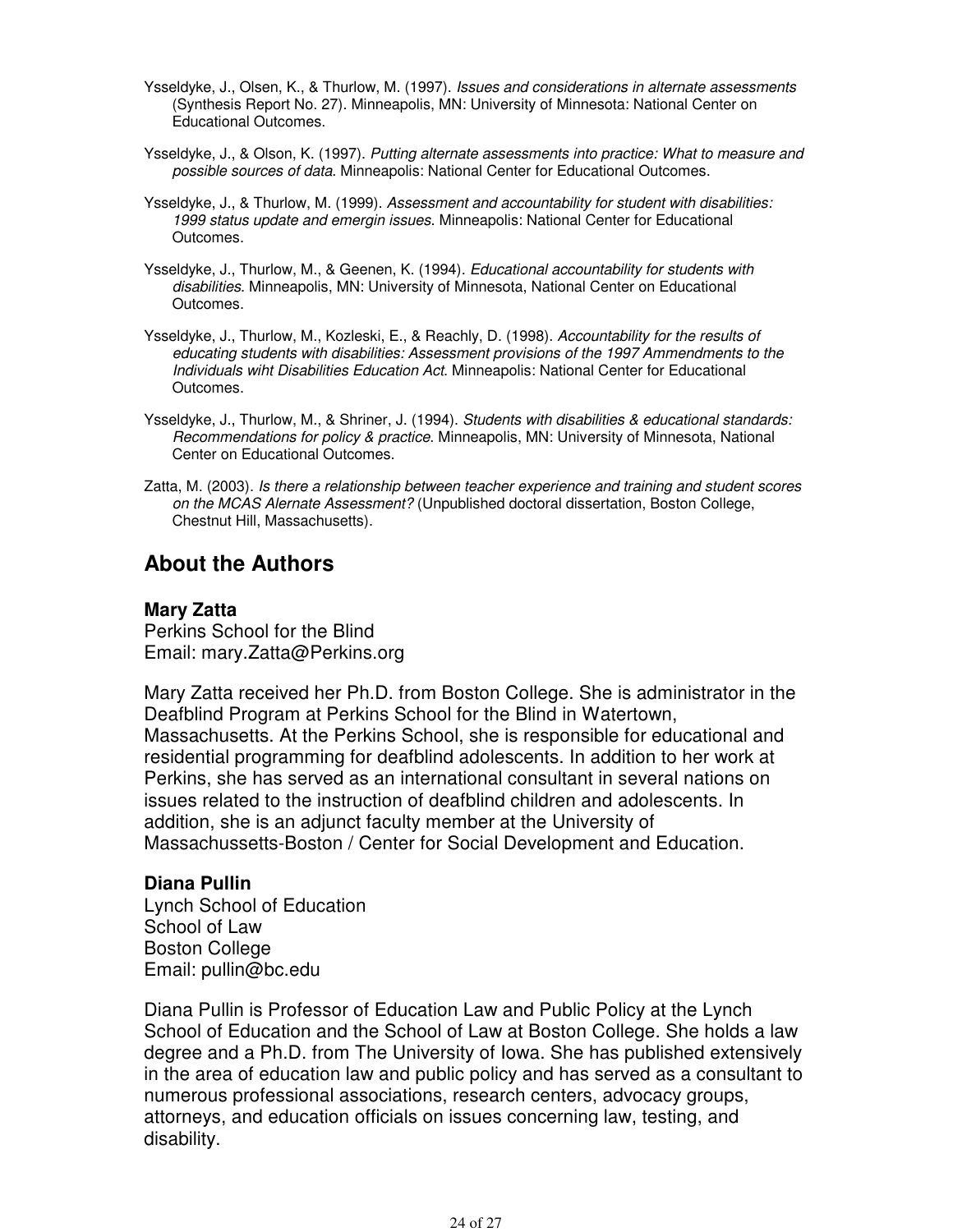Ysseldyke, J., Olsen, K., & Thurlow, M. (1997). *Issues and considerations in alternate assessments* (Synthesis Report No. 27). Minneapolis, MN: University of Minnesota: National Center on Educational Outcomes.

Ysseldyke, J., & Olson, K. (1997). *Putting alternate assessments into practice: What to measure and possible sources of data*. Minneapolis: National Center for Educational Outcomes.

Ysseldyke, J., & Thurlow, M. (1999). *Assessment and accountability for student with disabilities: 1999 status update and emergin issues*. Minneapolis: National Center for Educational Outcomes.

Ysseldyke, J., Thurlow, M., & Geenen, K. (1994). *Educational accountability for students with disabilities*. Minneapolis, MN: University of Minnesota, National Center on Educational Outcomes.

Ysseldyke, J., Thurlow, M., Kozleski, E., & Reachly, D. (1998). *Accountability for the results of educating students with disabilities: Assessment provisions of the 1997 Ammendments to the Individuals wiht Disabilities Education Act*. Minneapolis: National Center for Educational Outcomes.

Ysseldyke, J., Thurlow, M., & Shriner, J. (1994). *Students with disabilities & educational standards: Recommendations for policy & practice*. Minneapolis, MN: University of Minnesota, National Center on Educational Outcomes.

Zatta, M. (2003). *Is there a relationship between teacher experience and training and student scores on the MCAS Alernate Assessment?* (Unpublished doctoral dissertation, Boston College, Chestnut Hill, Massachusetts).

## About the Authors

### Mary Zatta

Perkins School for the Blind
Email: mary.Zatta@Perkins.org

Mary Zatta received her Ph.D. from Boston College. She is administrator in the Deafblind Program at Perkins School for the Blind in Watertown, Massachusetts. At the Perkins School, she is responsible for educational and residential programming for deafblind adolescents. In addition to her work at Perkins, she has served as an international consultant in several nations on issues related to the instruction of deafblind children and adolescents. In addition, she is an adjunct faculty member at the University of Massachussetts-Boston / Center for Social Development and Education.

### Diana Pullin

Lynch School of Education
School of Law
Boston College
Email: pullin@bc.edu

Diana Pullin is Professor of Education Law and Public Policy at the Lynch School of Education and the School of Law at Boston College. She holds a law degree and a Ph.D. from The University of Iowa. She has published extensively in the area of education law and public policy and has served as a consultant to numerous professional associations, research centers, advocacy groups, attorneys, and education officials on issues concerning law, testing, and disability.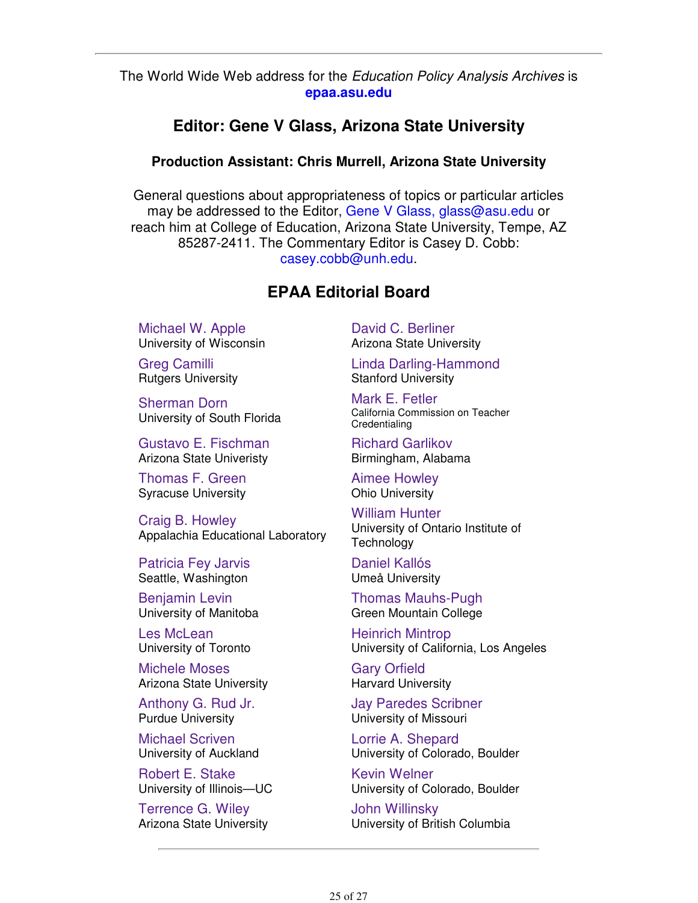The World Wide Web address for the *Education Policy Analysis Archives* is **epaa.asu.edu**

## Editor: Gene V Glass, Arizona State University

### Production Assistant: Chris Murrell, Arizona State University

General questions about appropriateness of topics or particular articles may be addressed to the Editor, Gene V Glass, glass@asu.edu or reach him at College of Education, Arizona State University, Tempe, AZ 85287-2411. The Commentary Editor is Casey D. Cobb: casey.cobb@unh.edu.

## EPAA Editorial Board

Michael W. Apple
University of Wisconsin

David C. Berliner
Arizona State University

Greg Camilli
Rutgers University

Linda Darling-Hammond
Stanford University

Sherman Dorn
University of South Florida

Mark E. Fetler
California Commission on Teacher Credentialing

Gustavo E. Fischman
Arizona State Univeristy

Richard Garlikov
Birmingham, Alabama

Thomas F. Green
Syracuse University

Aimee Howley
Ohio University

Craig B. Howley
Appalachia Educational Laboratory

William Hunter
University of Ontario Institute of Technology

Patricia Fey Jarvis
Seattle, Washington

Daniel Kallós
Umeå University

Benjamin Levin
University of Manitoba

Thomas Mauhs-Pugh
Green Mountain College

Les McLean
University of Toronto

Heinrich Mintrop
University of California, Los Angeles

Michele Moses
Arizona State University

Gary Orfield
Harvard University

Anthony G. Rud Jr.
Purdue University

Jay Paredes Scribner
University of Missouri

Michael Scriven
University of Auckland

Lorrie A. Shepard
University of Colorado, Boulder

Robert E. Stake
University of Illinois—UC

Kevin Welner
University of Colorado, Boulder

Terrence G. Wiley
Arizona State University

John Willinsky
University of British Columbia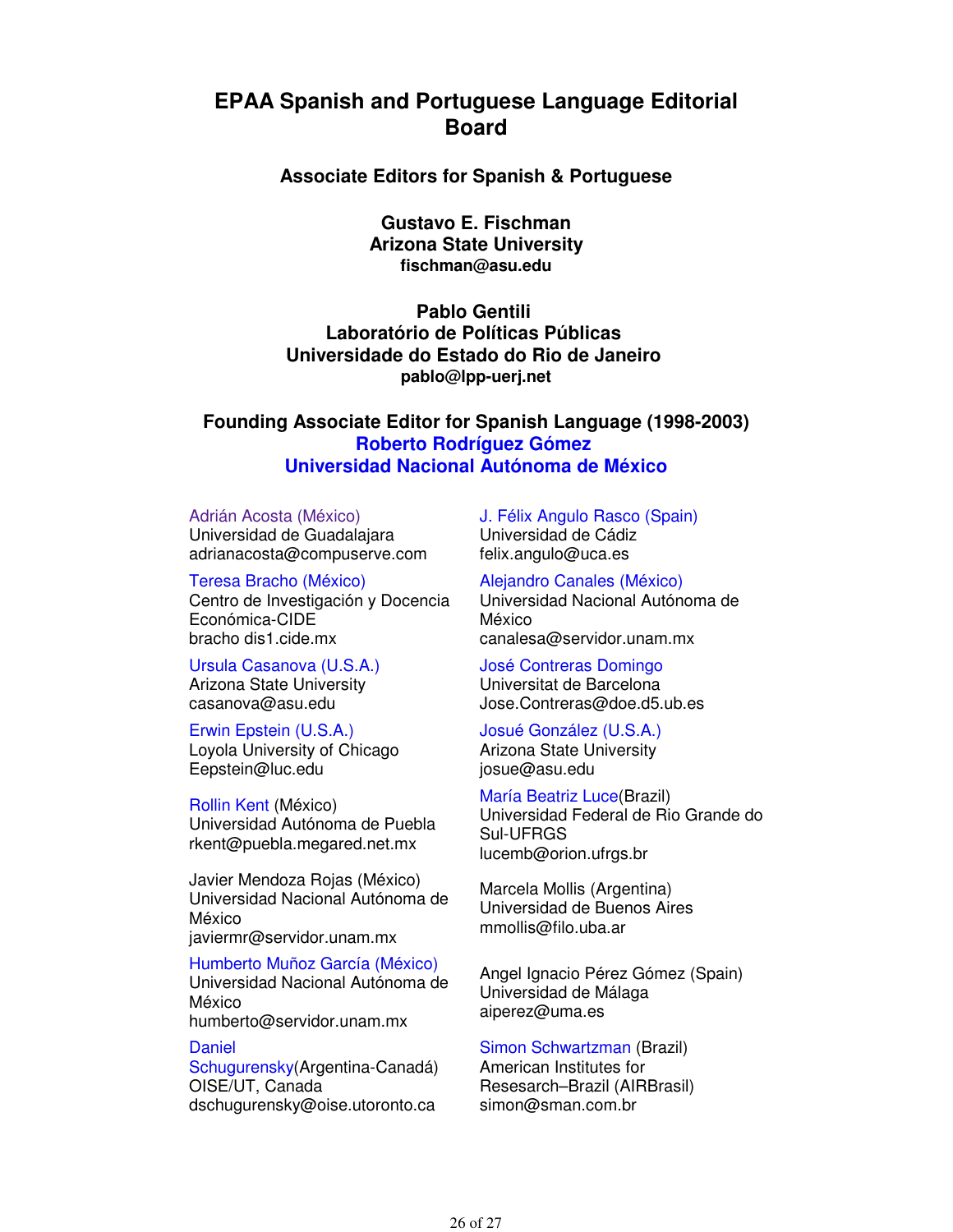# EPAA Spanish and Portuguese Language Editorial Board

### Associate Editors for Spanish & Portuguese

**Gustavo E. Fischman**
**Arizona State University**
**fischman@asu.edu**

**Pablo Gentili**
**Laboratório de Políticas Públicas**
**Universidade do Estado do Rio de Janeiro**
**pablo@lpp-uerj.net**

### Founding Associate Editor for Spanish Language (1998-2003)

**Roberto Rodríguez Gómez**
**Universidad Nacional Autónoma de México**

Adrián Acosta (México)
Universidad de Guadalajara
adrianacosta@compuserve.com

J. Félix Angulo Rasco (Spain)
Universidad de Cádiz
felix.angulo@uca.es

Teresa Bracho (México)
Centro de Investigación y Docencia Económica-CIDE
bracho dis1.cide.mx

Alejandro Canales (México)
Universidad Nacional Autónoma de México
canalesa@servidor.unam.mx

Ursula Casanova (U.S.A.)
Arizona State University
casanova@asu.edu

José Contreras Domingo
Universitat de Barcelona
Jose.Contreras@doe.d5.ub.es

Erwin Epstein (U.S.A.)
Loyola University of Chicago
Eepstein@luc.edu

Josué González (U.S.A.)
Arizona State University
josue@asu.edu

Rollin Kent (México)
Universidad Autónoma de Puebla
rkent@puebla.megared.net.mx

María Beatriz Luce(Brazil)
Universidad Federal de Rio Grande do Sul-UFRGS
lucemb@orion.ufrgs.br

Javier Mendoza Rojas (México)
Universidad Nacional Autónoma de México
javiermr@servidor.unam.mx

Marcela Mollis (Argentina)
Universidad de Buenos Aires
mmollis@filo.uba.ar

Humberto Muñoz García (México)
Universidad Nacional Autónoma de México
humberto@servidor.unam.mx

Angel Ignacio Pérez Gómez (Spain)
Universidad de Málaga
aiperez@uma.es

Daniel Schugurensky(Argentina-Canadá)
OISE/UT, Canada
dschugurensky@oise.utoronto.ca

Simon Schwartzman (Brazil)
American Institutes for Resesarch–Brazil (AIRBrasil)
simon@sman.com.br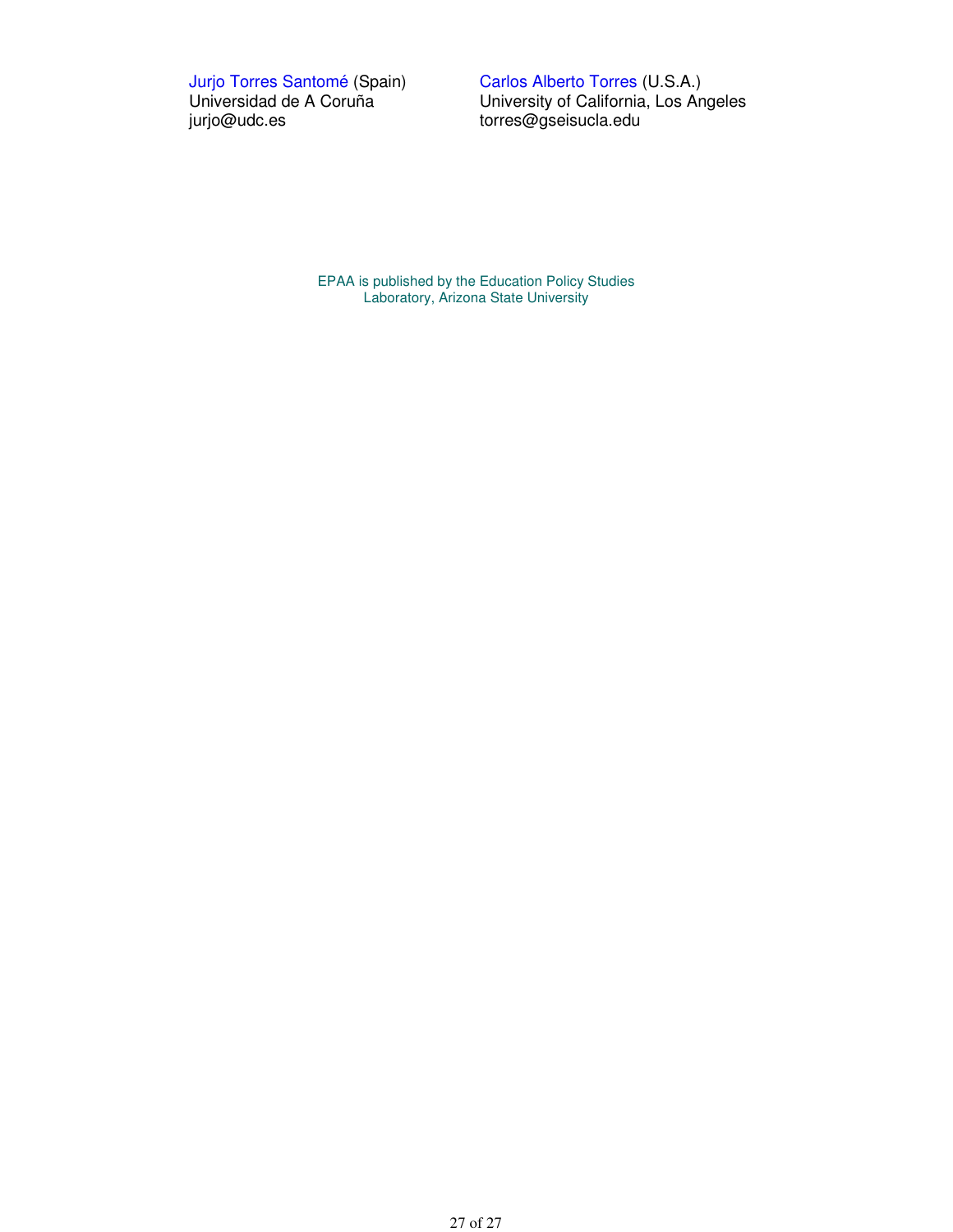Jurjo Torres Santomé (Spain)
Universidad de A Coruña
jurjo@udc.es

Carlos Alberto Torres (U.S.A.)
University of California, Los Angeles
torres@gseisucla.edu

EPAA is published by the Education Policy Studies Laboratory, Arizona State University